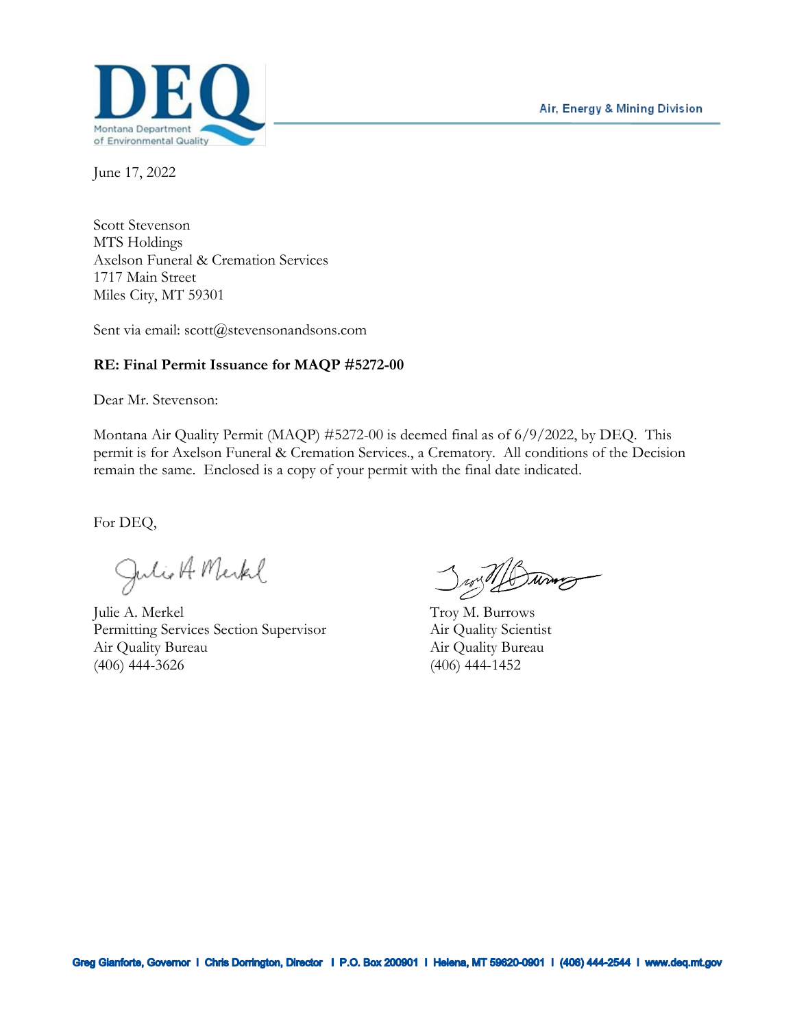DEQ

Montana Department of Environmental Quality

Air, Energy & Mining Division

June 17, 2022

Scott Stevenson
MTS Holdings
Axelson Funeral & Cremation Services
1717 Main Street
Miles City, MT 59301

Sent via email: scott@stevensonandsons.com

**RE: Final Permit Issuance for MAQP #5272-00**

Dear Mr. Stevenson:

Montana Air Quality Permit (MAQP) #5272-00 is deemed final as of 6/9/2022, by DEQ. This permit is for Axelson Funeral & Cremation Services., a Crematory. All conditions of the Decision remain the same. Enclosed is a copy of your permit with the final date indicated.

For DEQ,

Julie A. Merkel
Permitting Services Section Supervisor
Air Quality Bureau
(406) 444-3626

Troy M. Burrows
Air Quality Scientist
Air Quality Bureau
(406) 444-1452

Greg Gianforte, Governor | Chris Dorrington, Director | P.O. Box 200901 | Helena, MT 59620-0901 | (406) 444-2544 | www.deq.mt.gov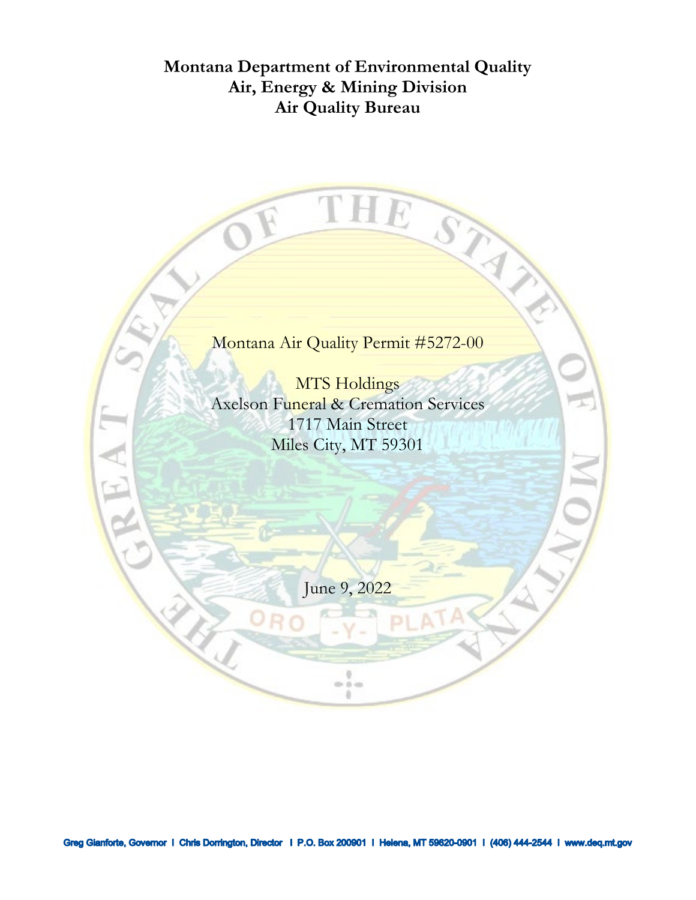**Montana Department of Environmental Quality**
**Air, Energy & Mining Division**
**Air Quality Bureau**

Montana Air Quality Permit #5272-00

MTS Holdings
Axelson Funeral & Cremation Services
1717 Main Street
Miles City, MT 59301

June 9, 2022

Greg Gianforte, Governor | Chris Dorrington, Director | P.O. Box 200901 | Helena, MT 59620-0901 | (406) 444-2544 | www.deq.mt.gov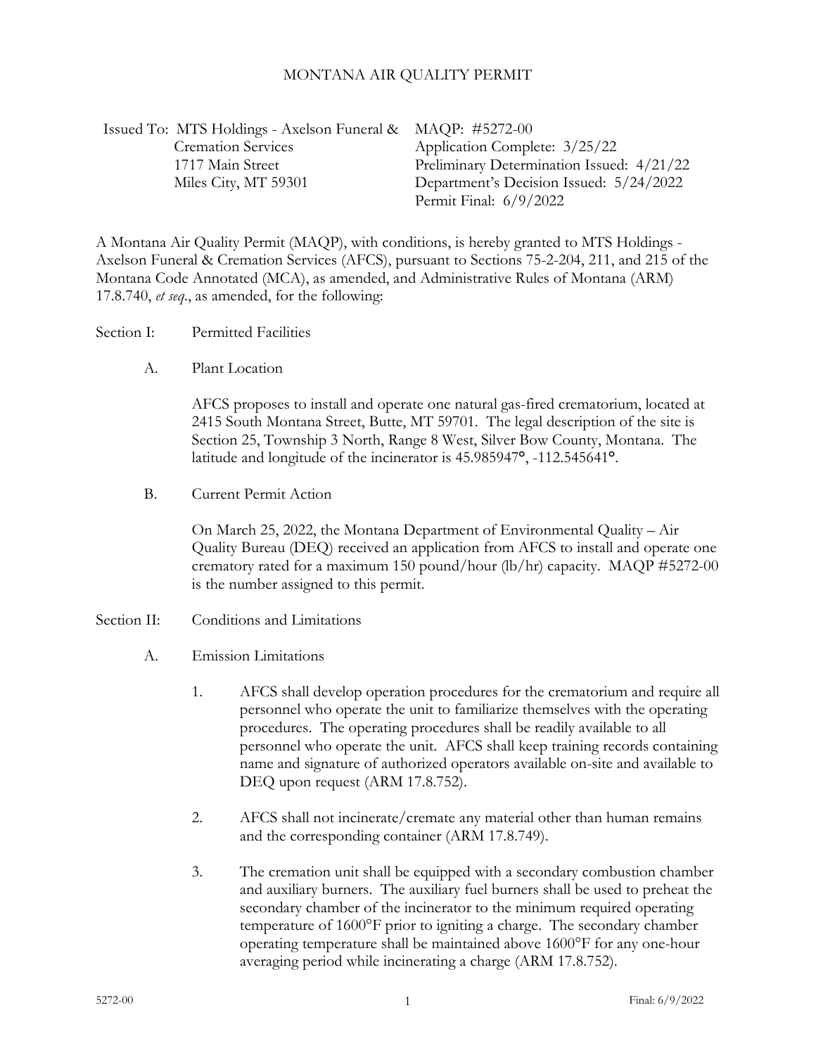# MONTANA AIR QUALITY PERMIT

| Issued To: MTS Holdings - Axelson Funeral & Cremation Services<br>1717 Main Street<br>Miles City, MT 59301 | MAQP: #5272-00<br>Application Complete: 3/25/22<br>Preliminary Determination Issued: 4/21/22<br>Department's Decision Issued: 5/24/2022<br>Permit Final: 6/9/2022 |
|---|---|

A Montana Air Quality Permit (MAQP), with conditions, is hereby granted to MTS Holdings - Axelson Funeral & Cremation Services (AFCS), pursuant to Sections 75-2-204, 211, and 215 of the Montana Code Annotated (MCA), as amended, and Administrative Rules of Montana (ARM) 17.8.740, *et seq*., as amended, for the following:

## Section I: Permitted Facilities

### A. Plant Location

AFCS proposes to install and operate one natural gas-fired crematorium, located at 2415 South Montana Street, Butte, MT 59701. The legal description of the site is Section 25, Township 3 North, Range 8 West, Silver Bow County, Montana. The latitude and longitude of the incinerator is 45.985947°, -112.545641°.

### B. Current Permit Action

On March 25, 2022, the Montana Department of Environmental Quality – Air Quality Bureau (DEQ) received an application from AFCS to install and operate one crematory rated for a maximum 150 pound/hour (lb/hr) capacity. MAQP #5272-00 is the number assigned to this permit.

## Section II: Conditions and Limitations

### A. Emission Limitations

1. AFCS shall develop operation procedures for the crematorium and require all personnel who operate the unit to familiarize themselves with the operating procedures. The operating procedures shall be readily available to all personnel who operate the unit. AFCS shall keep training records containing name and signature of authorized operators available on-site and available to DEQ upon request (ARM 17.8.752).

2. AFCS shall not incinerate/cremate any material other than human remains and the corresponding container (ARM 17.8.749).

3. The cremation unit shall be equipped with a secondary combustion chamber and auxiliary burners. The auxiliary fuel burners shall be used to preheat the secondary chamber of the incinerator to the minimum required operating temperature of 1600°F prior to igniting a charge. The secondary chamber operating temperature shall be maintained above 1600°F for any one-hour averaging period while incinerating a charge (ARM 17.8.752).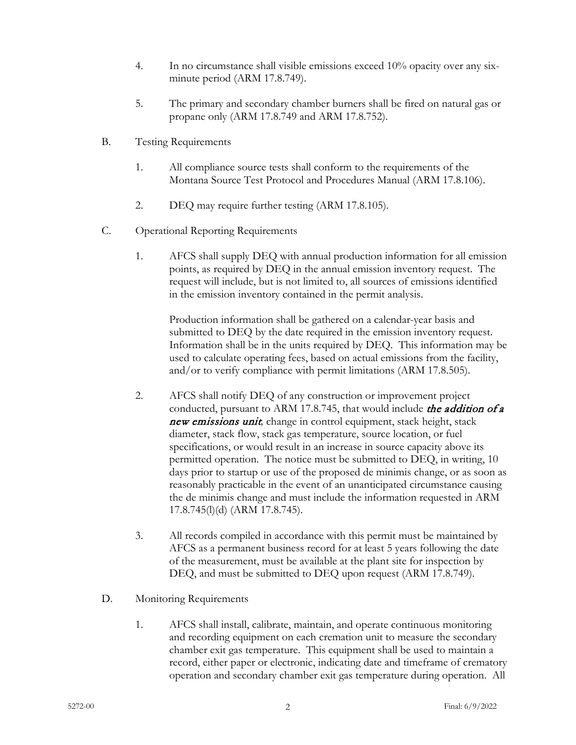4. In no circumstance shall visible emissions exceed 10% opacity over any six-minute period (ARM 17.8.749).

5. The primary and secondary chamber burners shall be fired on natural gas or propane only (ARM 17.8.749 and ARM 17.8.752).

B. Testing Requirements

1. All compliance source tests shall conform to the requirements of the Montana Source Test Protocol and Procedures Manual (ARM 17.8.106).

2. DEQ may require further testing (ARM 17.8.105).

C. Operational Reporting Requirements

1. AFCS shall supply DEQ with annual production information for all emission points, as required by DEQ in the annual emission inventory request. The request will include, but is not limited to, all sources of emissions identified in the emission inventory contained in the permit analysis.

   Production information shall be gathered on a calendar-year basis and submitted to DEQ by the date required in the emission inventory request. Information shall be in the units required by DEQ. This information may be used to calculate operating fees, based on actual emissions from the facility, and/or to verify compliance with permit limitations (ARM 17.8.505).

2. AFCS shall notify DEQ of any construction or improvement project conducted, pursuant to ARM 17.8.745, that would include ***the addition of a new emissions unit***, change in control equipment, stack height, stack diameter, stack flow, stack gas temperature, source location, or fuel specifications, or would result in an increase in source capacity above its permitted operation. The notice must be submitted to DEQ, in writing, 10 days prior to startup or use of the proposed de minimis change, or as soon as reasonably practicable in the event of an unanticipated circumstance causing the de minimis change and must include the information requested in ARM 17.8.745(l)(d) (ARM 17.8.745).

3. All records compiled in accordance with this permit must be maintained by AFCS as a permanent business record for at least 5 years following the date of the measurement, must be available at the plant site for inspection by DEQ, and must be submitted to DEQ upon request (ARM 17.8.749).

D. Monitoring Requirements

1. AFCS shall install, calibrate, maintain, and operate continuous monitoring and recording equipment on each cremation unit to measure the secondary chamber exit gas temperature. This equipment shall be used to maintain a record, either paper or electronic, indicating date and timeframe of crematory operation and secondary chamber exit gas temperature during operation. All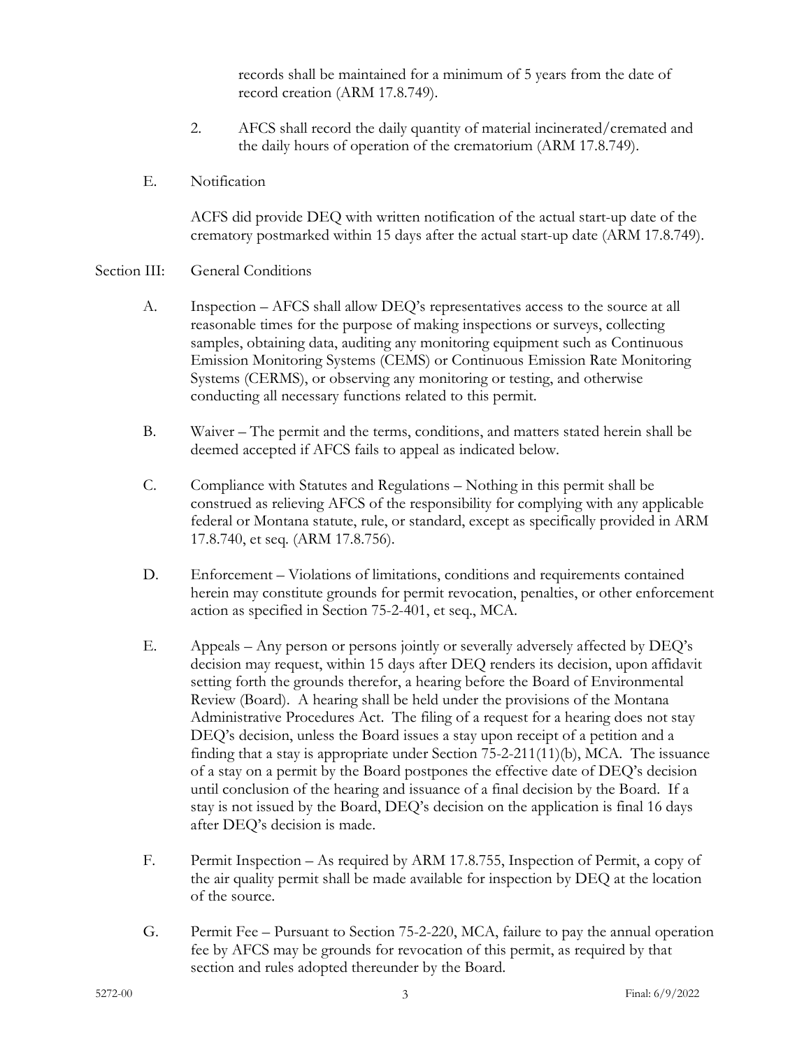records shall be maintained for a minimum of 5 years from the date of record creation (ARM 17.8.749).

2. AFCS shall record the daily quantity of material incinerated/cremated and the daily hours of operation of the crematorium (ARM 17.8.749).

E. Notification

ACFS did provide DEQ with written notification of the actual start-up date of the crematory postmarked within 15 days after the actual start-up date (ARM 17.8.749).

Section III: General Conditions

A. Inspection – AFCS shall allow DEQ's representatives access to the source at all reasonable times for the purpose of making inspections or surveys, collecting samples, obtaining data, auditing any monitoring equipment such as Continuous Emission Monitoring Systems (CEMS) or Continuous Emission Rate Monitoring Systems (CERMS), or observing any monitoring or testing, and otherwise conducting all necessary functions related to this permit.

B. Waiver – The permit and the terms, conditions, and matters stated herein shall be deemed accepted if AFCS fails to appeal as indicated below.

C. Compliance with Statutes and Regulations – Nothing in this permit shall be construed as relieving AFCS of the responsibility for complying with any applicable federal or Montana statute, rule, or standard, except as specifically provided in ARM 17.8.740, et seq. (ARM 17.8.756).

D. Enforcement – Violations of limitations, conditions and requirements contained herein may constitute grounds for permit revocation, penalties, or other enforcement action as specified in Section 75-2-401, et seq., MCA.

E. Appeals – Any person or persons jointly or severally adversely affected by DEQ's decision may request, within 15 days after DEQ renders its decision, upon affidavit setting forth the grounds therefor, a hearing before the Board of Environmental Review (Board). A hearing shall be held under the provisions of the Montana Administrative Procedures Act. The filing of a request for a hearing does not stay DEQ's decision, unless the Board issues a stay upon receipt of a petition and a finding that a stay is appropriate under Section 75-2-211(11)(b), MCA. The issuance of a stay on a permit by the Board postpones the effective date of DEQ's decision until conclusion of the hearing and issuance of a final decision by the Board. If a stay is not issued by the Board, DEQ's decision on the application is final 16 days after DEQ's decision is made.

F. Permit Inspection – As required by ARM 17.8.755, Inspection of Permit, a copy of the air quality permit shall be made available for inspection by DEQ at the location of the source.

G. Permit Fee – Pursuant to Section 75-2-220, MCA, failure to pay the annual operation fee by AFCS may be grounds for revocation of this permit, as required by that section and rules adopted thereunder by the Board.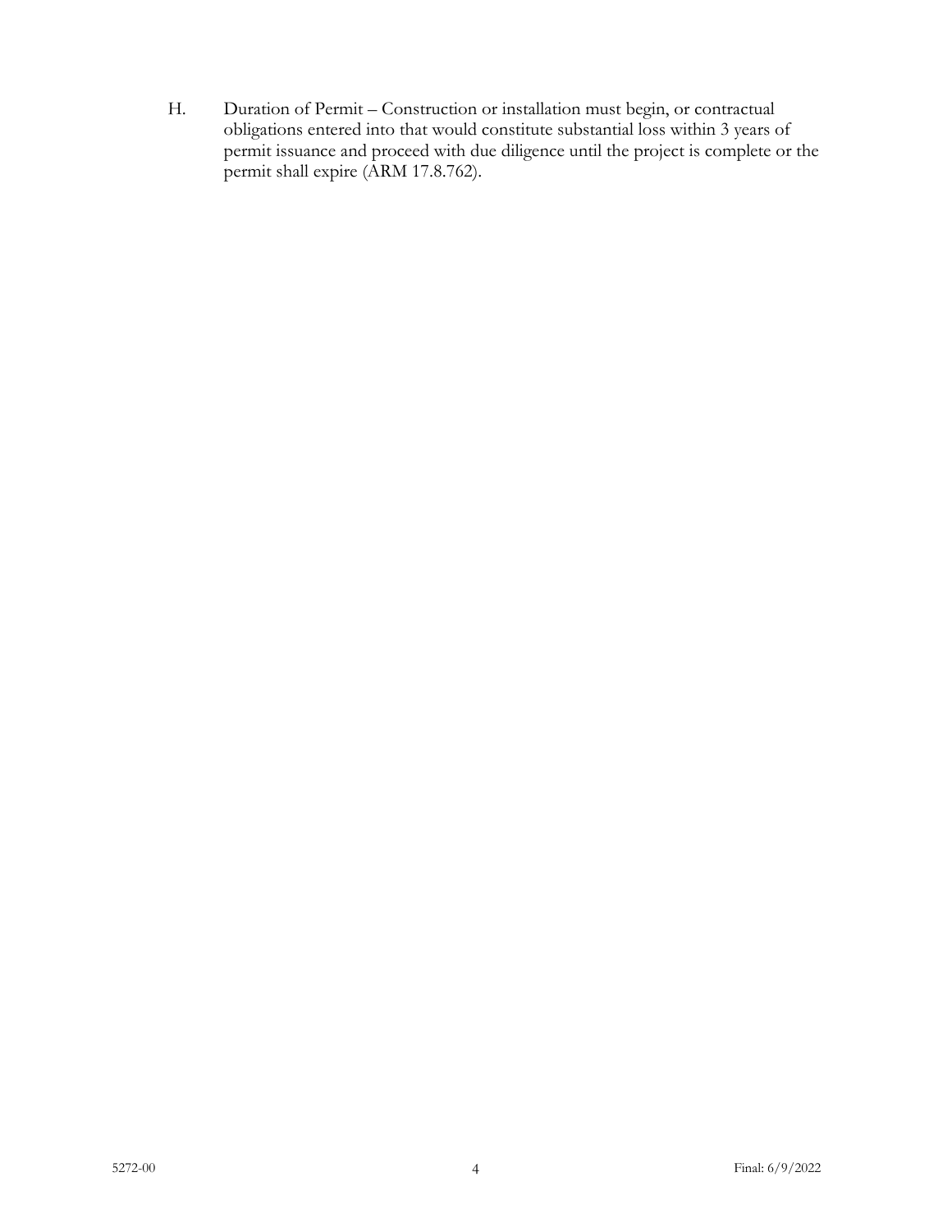H. Duration of Permit – Construction or installation must begin, or contractual obligations entered into that would constitute substantial loss within 3 years of permit issuance and proceed with due diligence until the project is complete or the permit shall expire (ARM 17.8.762).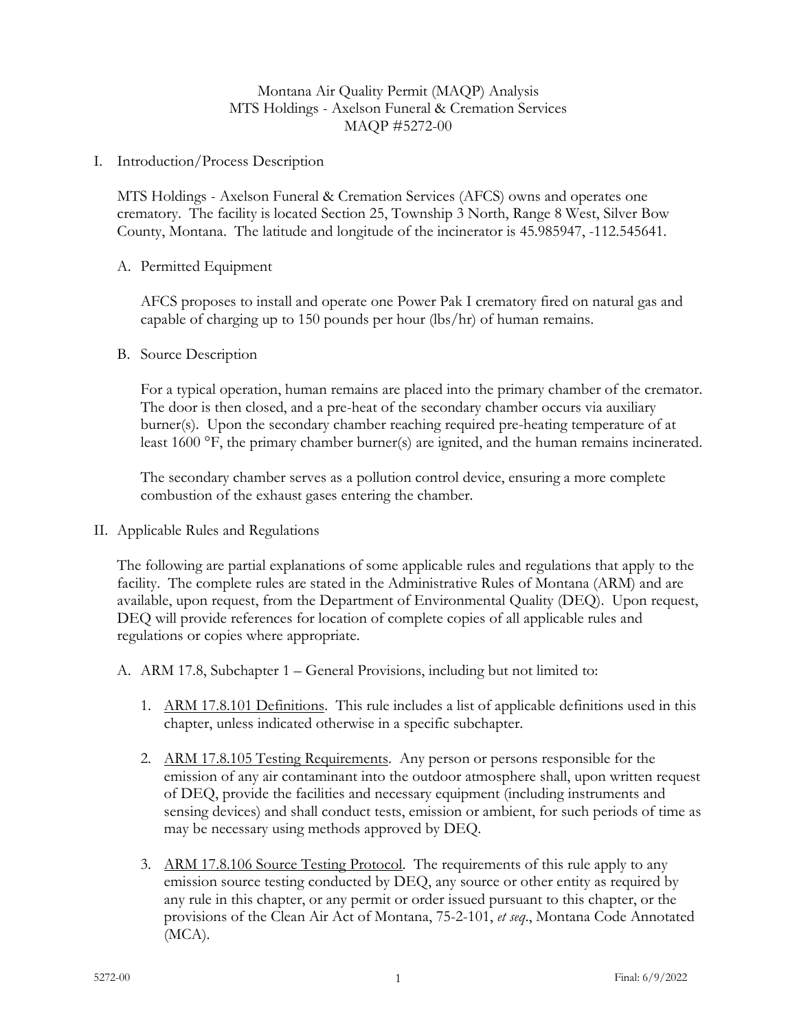Montana Air Quality Permit (MAQP) Analysis
MTS Holdings - Axelson Funeral & Cremation Services
MAQP #5272-00

I. Introduction/Process Description

MTS Holdings - Axelson Funeral & Cremation Services (AFCS) owns and operates one crematory. The facility is located Section 25, Township 3 North, Range 8 West, Silver Bow County, Montana. The latitude and longitude of the incinerator is 45.985947, -112.545641.

A. Permitted Equipment

AFCS proposes to install and operate one Power Pak I crematory fired on natural gas and capable of charging up to 150 pounds per hour (lbs/hr) of human remains.

B. Source Description

For a typical operation, human remains are placed into the primary chamber of the cremator. The door is then closed, and a pre-heat of the secondary chamber occurs via auxiliary burner(s). Upon the secondary chamber reaching required pre-heating temperature of at least 1600 °F, the primary chamber burner(s) are ignited, and the human remains incinerated.

The secondary chamber serves as a pollution control device, ensuring a more complete combustion of the exhaust gases entering the chamber.

II. Applicable Rules and Regulations

The following are partial explanations of some applicable rules and regulations that apply to the facility. The complete rules are stated in the Administrative Rules of Montana (ARM) and are available, upon request, from the Department of Environmental Quality (DEQ). Upon request, DEQ will provide references for location of complete copies of all applicable rules and regulations or copies where appropriate.

A. ARM 17.8, Subchapter 1 – General Provisions, including but not limited to:

1. ARM 17.8.101 Definitions. This rule includes a list of applicable definitions used in this chapter, unless indicated otherwise in a specific subchapter.

2. ARM 17.8.105 Testing Requirements. Any person or persons responsible for the emission of any air contaminant into the outdoor atmosphere shall, upon written request of DEQ, provide the facilities and necessary equipment (including instruments and sensing devices) and shall conduct tests, emission or ambient, for such periods of time as may be necessary using methods approved by DEQ.

3. ARM 17.8.106 Source Testing Protocol. The requirements of this rule apply to any emission source testing conducted by DEQ, any source or other entity as required by any rule in this chapter, or any permit or order issued pursuant to this chapter, or the provisions of the Clean Air Act of Montana, 75-2-101, *et seq*., Montana Code Annotated (MCA).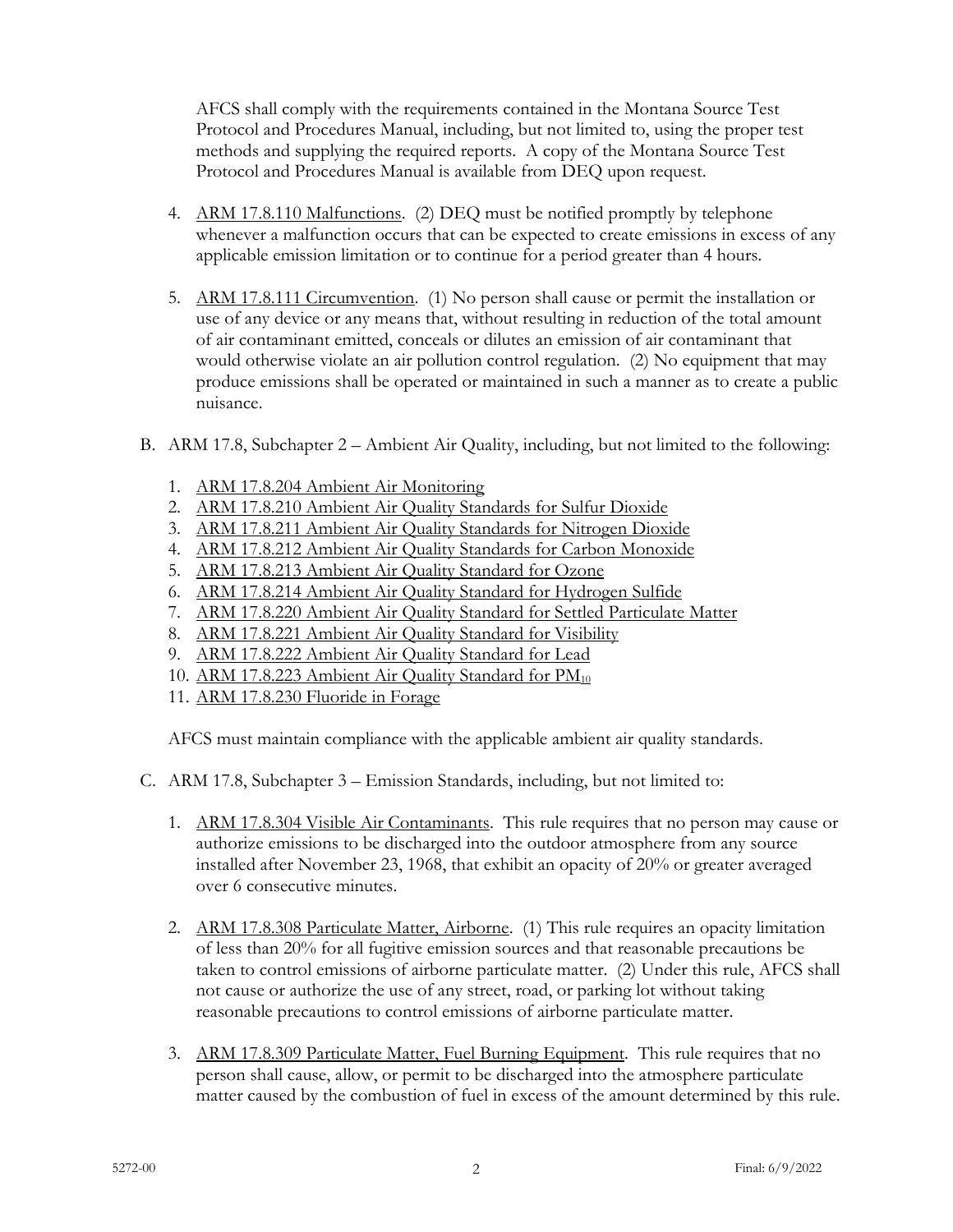AFCS shall comply with the requirements contained in the Montana Source Test Protocol and Procedures Manual, including, but not limited to, using the proper test methods and supplying the required reports. A copy of the Montana Source Test Protocol and Procedures Manual is available from DEQ upon request.

4. ARM 17.8.110 Malfunctions. (2) DEQ must be notified promptly by telephone whenever a malfunction occurs that can be expected to create emissions in excess of any applicable emission limitation or to continue for a period greater than 4 hours.

5. ARM 17.8.111 Circumvention. (1) No person shall cause or permit the installation or use of any device or any means that, without resulting in reduction of the total amount of air contaminant emitted, conceals or dilutes an emission of air contaminant that would otherwise violate an air pollution control regulation. (2) No equipment that may produce emissions shall be operated or maintained in such a manner as to create a public nuisance.

B. ARM 17.8, Subchapter 2 – Ambient Air Quality, including, but not limited to the following:

1. ARM 17.8.204 Ambient Air Monitoring
2. ARM 17.8.210 Ambient Air Quality Standards for Sulfur Dioxide
3. ARM 17.8.211 Ambient Air Quality Standards for Nitrogen Dioxide
4. ARM 17.8.212 Ambient Air Quality Standards for Carbon Monoxide
5. ARM 17.8.213 Ambient Air Quality Standard for Ozone
6. ARM 17.8.214 Ambient Air Quality Standard for Hydrogen Sulfide
7. ARM 17.8.220 Ambient Air Quality Standard for Settled Particulate Matter
8. ARM 17.8.221 Ambient Air Quality Standard for Visibility
9. ARM 17.8.222 Ambient Air Quality Standard for Lead
10. ARM 17.8.223 Ambient Air Quality Standard for $PM_{10}$
11. ARM 17.8.230 Fluoride in Forage

AFCS must maintain compliance with the applicable ambient air quality standards.

C. ARM 17.8, Subchapter 3 – Emission Standards, including, but not limited to:

1. ARM 17.8.304 Visible Air Contaminants. This rule requires that no person may cause or authorize emissions to be discharged into the outdoor atmosphere from any source installed after November 23, 1968, that exhibit an opacity of 20% or greater averaged over 6 consecutive minutes.

2. ARM 17.8.308 Particulate Matter, Airborne. (1) This rule requires an opacity limitation of less than 20% for all fugitive emission sources and that reasonable precautions be taken to control emissions of airborne particulate matter. (2) Under this rule, AFCS shall not cause or authorize the use of any street, road, or parking lot without taking reasonable precautions to control emissions of airborne particulate matter.

3. ARM 17.8.309 Particulate Matter, Fuel Burning Equipment. This rule requires that no person shall cause, allow, or permit to be discharged into the atmosphere particulate matter caused by the combustion of fuel in excess of the amount determined by this rule.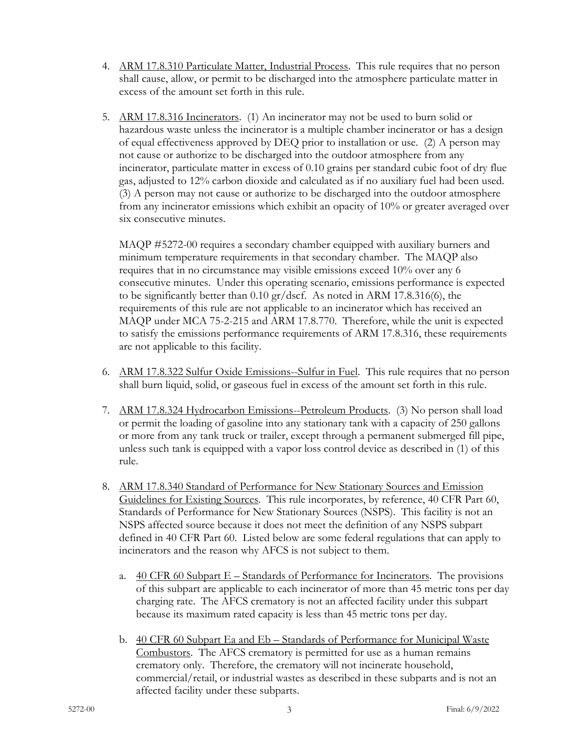4. ARM 17.8.310 Particulate Matter, Industrial Process. This rule requires that no person shall cause, allow, or permit to be discharged into the atmosphere particulate matter in excess of the amount set forth in this rule.

5. ARM 17.8.316 Incinerators. (1) An incinerator may not be used to burn solid or hazardous waste unless the incinerator is a multiple chamber incinerator or has a design of equal effectiveness approved by DEQ prior to installation or use. (2) A person may not cause or authorize to be discharged into the outdoor atmosphere from any incinerator, particulate matter in excess of 0.10 grains per standard cubic foot of dry flue gas, adjusted to 12% carbon dioxide and calculated as if no auxiliary fuel had been used. (3) A person may not cause or authorize to be discharged into the outdoor atmosphere from any incinerator emissions which exhibit an opacity of 10% or greater averaged over six consecutive minutes.

   MAQP #5272-00 requires a secondary chamber equipped with auxiliary burners and minimum temperature requirements in that secondary chamber. The MAQP also requires that in no circumstance may visible emissions exceed 10% over any 6 consecutive minutes. Under this operating scenario, emissions performance is expected to be significantly better than 0.10 gr/dscf. As noted in ARM 17.8.316(6), the requirements of this rule are not applicable to an incinerator which has received an MAQP under MCA 75-2-215 and ARM 17.8.770. Therefore, while the unit is expected to satisfy the emissions performance requirements of ARM 17.8.316, these requirements are not applicable to this facility.

6. ARM 17.8.322 Sulfur Oxide Emissions--Sulfur in Fuel. This rule requires that no person shall burn liquid, solid, or gaseous fuel in excess of the amount set forth in this rule.

7. ARM 17.8.324 Hydrocarbon Emissions--Petroleum Products. (3) No person shall load or permit the loading of gasoline into any stationary tank with a capacity of 250 gallons or more from any tank truck or trailer, except through a permanent submerged fill pipe, unless such tank is equipped with a vapor loss control device as described in (1) of this rule.

8. ARM 17.8.340 Standard of Performance for New Stationary Sources and Emission Guidelines for Existing Sources. This rule incorporates, by reference, 40 CFR Part 60, Standards of Performance for New Stationary Sources (NSPS). This facility is not an NSPS affected source because it does not meet the definition of any NSPS subpart defined in 40 CFR Part 60. Listed below are some federal regulations that can apply to incinerators and the reason why AFCS is not subject to them.

   a. 40 CFR 60 Subpart E – Standards of Performance for Incinerators. The provisions of this subpart are applicable to each incinerator of more than 45 metric tons per day charging rate. The AFCS crematory is not an affected facility under this subpart because its maximum rated capacity is less than 45 metric tons per day.

   b. 40 CFR 60 Subpart Ea and Eb – Standards of Performance for Municipal Waste Combustors. The AFCS crematory is permitted for use as a human remains crematory only. Therefore, the crematory will not incinerate household, commercial/retail, or industrial wastes as described in these subparts and is not an affected facility under these subparts.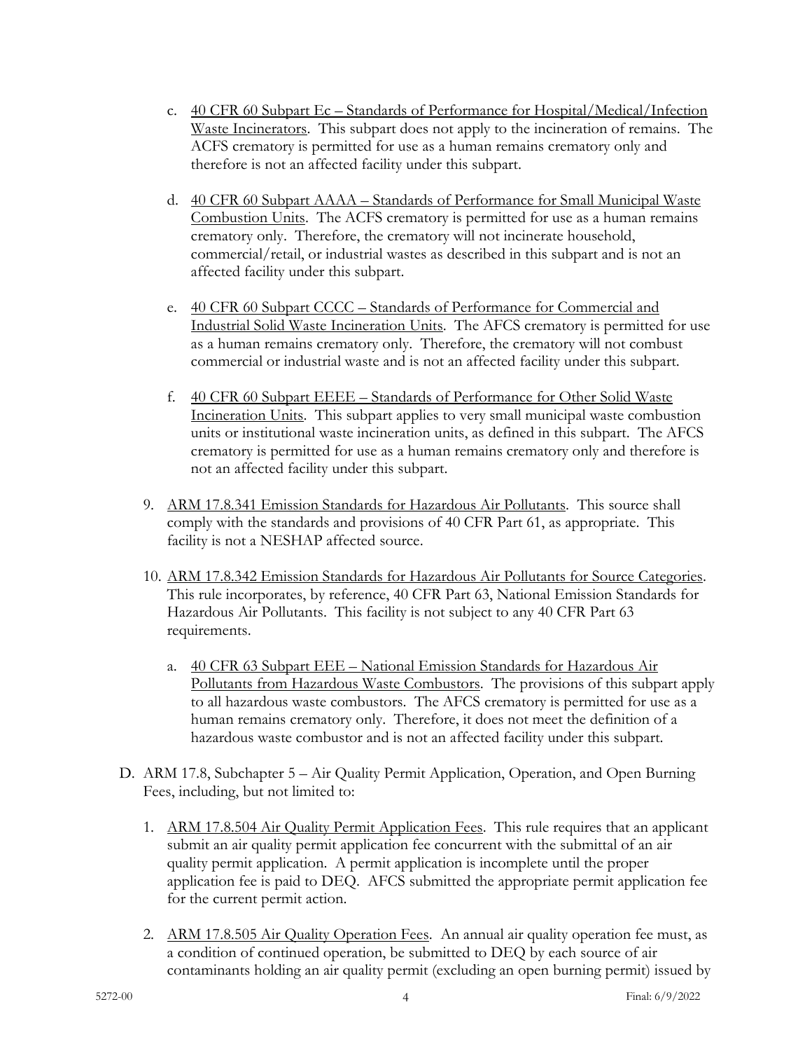c. <u>40 CFR 60 Subpart Ec – Standards of Performance for Hospital/Medical/Infection Waste Incinerators</u>. This subpart does not apply to the incineration of remains. The ACFS crematory is permitted for use as a human remains crematory only and therefore is not an affected facility under this subpart.

d. <u>40 CFR 60 Subpart AAAA – Standards of Performance for Small Municipal Waste Combustion Units</u>. The ACFS crematory is permitted for use as a human remains crematory only. Therefore, the crematory will not incinerate household, commercial/retail, or industrial wastes as described in this subpart and is not an affected facility under this subpart.

e. <u>40 CFR 60 Subpart CCCC – Standards of Performance for Commercial and Industrial Solid Waste Incineration Units</u>. The AFCS crematory is permitted for use as a human remains crematory only. Therefore, the crematory will not combust commercial or industrial waste and is not an affected facility under this subpart.

f. <u>40 CFR 60 Subpart EEEE – Standards of Performance for Other Solid Waste Incineration Units</u>. This subpart applies to very small municipal waste combustion units or institutional waste incineration units, as defined in this subpart. The AFCS crematory is permitted for use as a human remains crematory only and therefore is not an affected facility under this subpart.

9. <u>ARM 17.8.341 Emission Standards for Hazardous Air Pollutants</u>. This source shall comply with the standards and provisions of 40 CFR Part 61, as appropriate. This facility is not a NESHAP affected source.

10. <u>ARM 17.8.342 Emission Standards for Hazardous Air Pollutants for Source Categories</u>. This rule incorporates, by reference, 40 CFR Part 63, National Emission Standards for Hazardous Air Pollutants. This facility is not subject to any 40 CFR Part 63 requirements.

    a. <u>40 CFR 63 Subpart EEE – National Emission Standards for Hazardous Air Pollutants from Hazardous Waste Combustors</u>. The provisions of this subpart apply to all hazardous waste combustors. The AFCS crematory is permitted for use as a human remains crematory only. Therefore, it does not meet the definition of a hazardous waste combustor and is not an affected facility under this subpart.

D. ARM 17.8, Subchapter 5 – Air Quality Permit Application, Operation, and Open Burning Fees, including, but not limited to:

1. <u>ARM 17.8.504 Air Quality Permit Application Fees</u>. This rule requires that an applicant submit an air quality permit application fee concurrent with the submittal of an air quality permit application. A permit application is incomplete until the proper application fee is paid to DEQ. AFCS submitted the appropriate permit application fee for the current permit action.

2. <u>ARM 17.8.505 Air Quality Operation Fees</u>. An annual air quality operation fee must, as a condition of continued operation, be submitted to DEQ by each source of air contaminants holding an air quality permit (excluding an open burning permit) issued by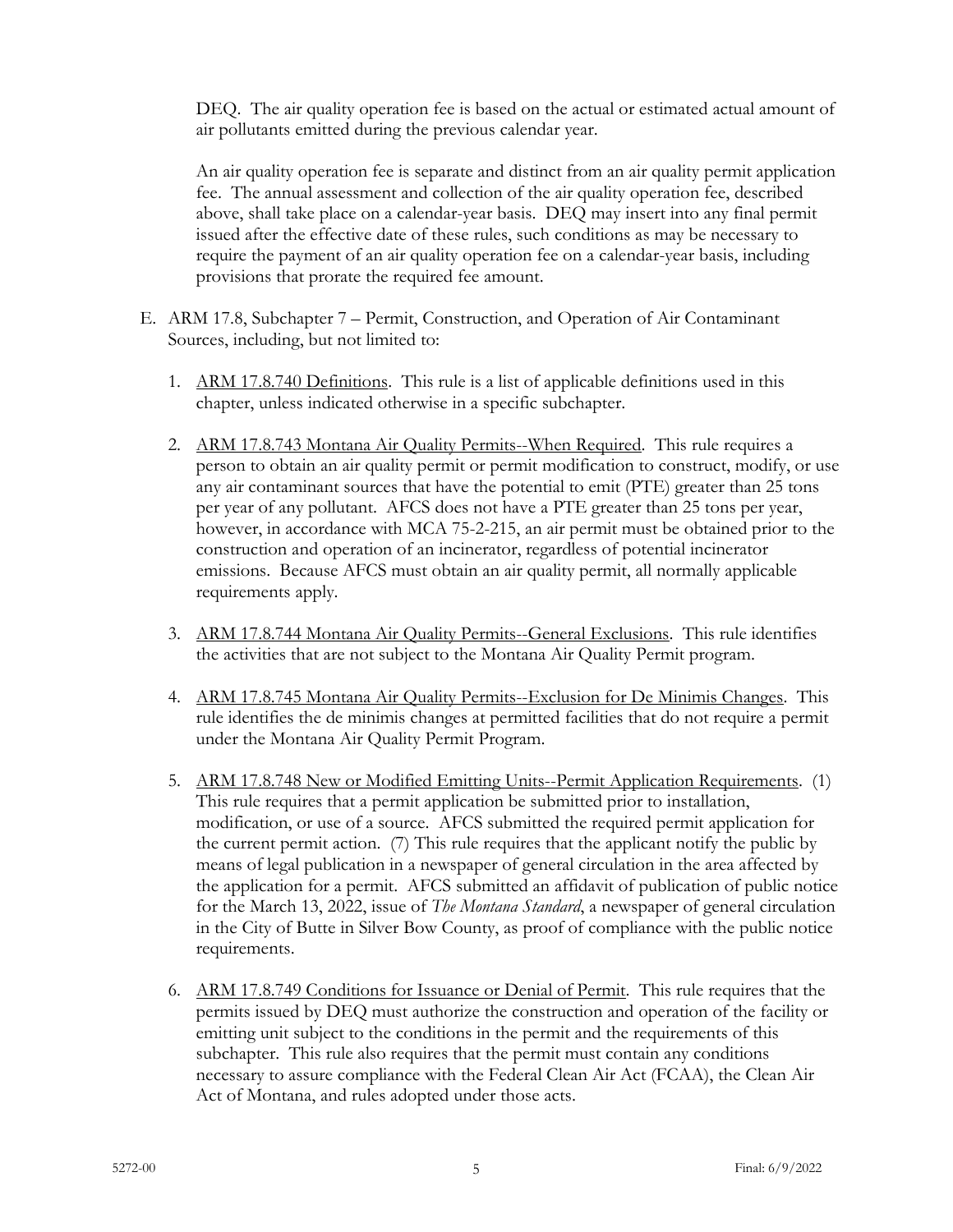DEQ. The air quality operation fee is based on the actual or estimated actual amount of air pollutants emitted during the previous calendar year.

An air quality operation fee is separate and distinct from an air quality permit application fee. The annual assessment and collection of the air quality operation fee, described above, shall take place on a calendar-year basis. DEQ may insert into any final permit issued after the effective date of these rules, such conditions as may be necessary to require the payment of an air quality operation fee on a calendar-year basis, including provisions that prorate the required fee amount.

E. ARM 17.8, Subchapter 7 – Permit, Construction, and Operation of Air Contaminant Sources, including, but not limited to:

   1. ARM 17.8.740 Definitions. This rule is a list of applicable definitions used in this chapter, unless indicated otherwise in a specific subchapter.

   2. ARM 17.8.743 Montana Air Quality Permits--When Required. This rule requires a person to obtain an air quality permit or permit modification to construct, modify, or use any air contaminant sources that have the potential to emit (PTE) greater than 25 tons per year of any pollutant. AFCS does not have a PTE greater than 25 tons per year, however, in accordance with MCA 75-2-215, an air permit must be obtained prior to the construction and operation of an incinerator, regardless of potential incinerator emissions. Because AFCS must obtain an air quality permit, all normally applicable requirements apply.

   3. ARM 17.8.744 Montana Air Quality Permits--General Exclusions. This rule identifies the activities that are not subject to the Montana Air Quality Permit program.

   4. ARM 17.8.745 Montana Air Quality Permits--Exclusion for De Minimis Changes. This rule identifies the de minimis changes at permitted facilities that do not require a permit under the Montana Air Quality Permit Program.

   5. ARM 17.8.748 New or Modified Emitting Units--Permit Application Requirements. (1) This rule requires that a permit application be submitted prior to installation, modification, or use of a source. AFCS submitted the required permit application for the current permit action. (7) This rule requires that the applicant notify the public by means of legal publication in a newspaper of general circulation in the area affected by the application for a permit. AFCS submitted an affidavit of publication of public notice for the March 13, 2022, issue of *The Montana Standard*, a newspaper of general circulation in the City of Butte in Silver Bow County, as proof of compliance with the public notice requirements.

   6. ARM 17.8.749 Conditions for Issuance or Denial of Permit. This rule requires that the permits issued by DEQ must authorize the construction and operation of the facility or emitting unit subject to the conditions in the permit and the requirements of this subchapter. This rule also requires that the permit must contain any conditions necessary to assure compliance with the Federal Clean Air Act (FCAA), the Clean Air Act of Montana, and rules adopted under those acts.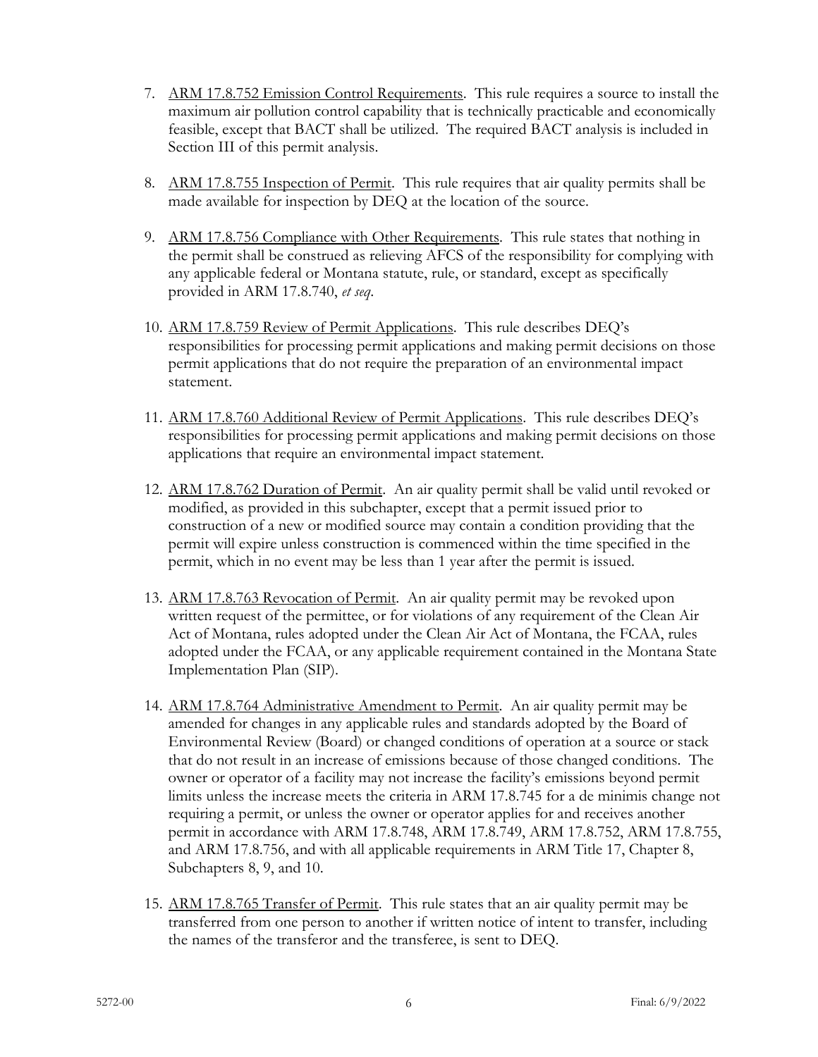7. ARM 17.8.752 Emission Control Requirements. This rule requires a source to install the maximum air pollution control capability that is technically practicable and economically feasible, except that BACT shall be utilized. The required BACT analysis is included in Section III of this permit analysis.

8. ARM 17.8.755 Inspection of Permit. This rule requires that air quality permits shall be made available for inspection by DEQ at the location of the source.

9. ARM 17.8.756 Compliance with Other Requirements. This rule states that nothing in the permit shall be construed as relieving AFCS of the responsibility for complying with any applicable federal or Montana statute, rule, or standard, except as specifically provided in ARM 17.8.740, *et seq*.

10. ARM 17.8.759 Review of Permit Applications. This rule describes DEQ's responsibilities for processing permit applications and making permit decisions on those permit applications that do not require the preparation of an environmental impact statement.

11. ARM 17.8.760 Additional Review of Permit Applications. This rule describes DEQ's responsibilities for processing permit applications and making permit decisions on those applications that require an environmental impact statement.

12. ARM 17.8.762 Duration of Permit. An air quality permit shall be valid until revoked or modified, as provided in this subchapter, except that a permit issued prior to construction of a new or modified source may contain a condition providing that the permit will expire unless construction is commenced within the time specified in the permit, which in no event may be less than 1 year after the permit is issued.

13. ARM 17.8.763 Revocation of Permit. An air quality permit may be revoked upon written request of the permittee, or for violations of any requirement of the Clean Air Act of Montana, rules adopted under the Clean Air Act of Montana, the FCAA, rules adopted under the FCAA, or any applicable requirement contained in the Montana State Implementation Plan (SIP).

14. ARM 17.8.764 Administrative Amendment to Permit. An air quality permit may be amended for changes in any applicable rules and standards adopted by the Board of Environmental Review (Board) or changed conditions of operation at a source or stack that do not result in an increase of emissions because of those changed conditions. The owner or operator of a facility may not increase the facility's emissions beyond permit limits unless the increase meets the criteria in ARM 17.8.745 for a de minimis change not requiring a permit, or unless the owner or operator applies for and receives another permit in accordance with ARM 17.8.748, ARM 17.8.749, ARM 17.8.752, ARM 17.8.755, and ARM 17.8.756, and with all applicable requirements in ARM Title 17, Chapter 8, Subchapters 8, 9, and 10.

15. ARM 17.8.765 Transfer of Permit. This rule states that an air quality permit may be transferred from one person to another if written notice of intent to transfer, including the names of the transferor and the transferee, is sent to DEQ.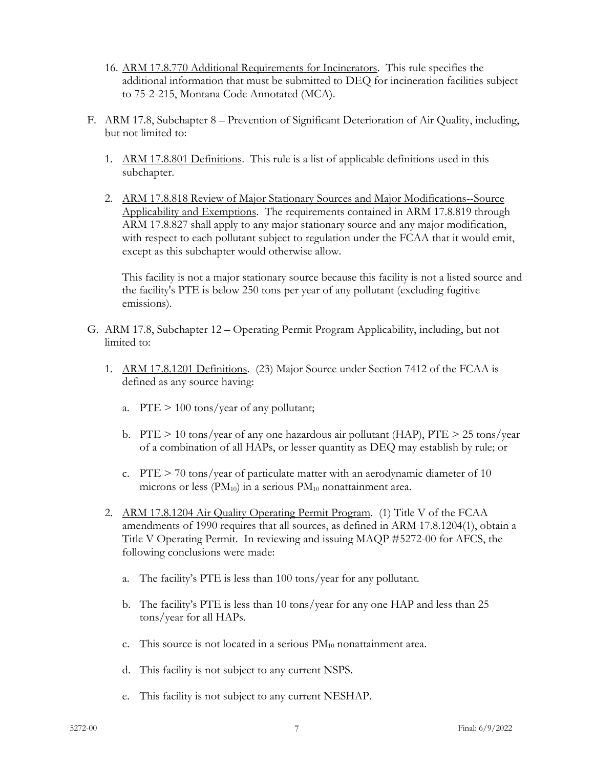16. ARM 17.8.770 Additional Requirements for Incinerators. This rule specifies the additional information that must be submitted to DEQ for incineration facilities subject to 75-2-215, Montana Code Annotated (MCA).

F. ARM 17.8, Subchapter 8 – Prevention of Significant Deterioration of Air Quality, including, but not limited to:

1. ARM 17.8.801 Definitions. This rule is a list of applicable definitions used in this subchapter.

2. ARM 17.8.818 Review of Major Stationary Sources and Major Modifications--Source Applicability and Exemptions. The requirements contained in ARM 17.8.819 through ARM 17.8.827 shall apply to any major stationary source and any major modification, with respect to each pollutant subject to regulation under the FCAA that it would emit, except as this subchapter would otherwise allow.

   This facility is not a major stationary source because this facility is not a listed source and the facility's PTE is below 250 tons per year of any pollutant (excluding fugitive emissions).

G. ARM 17.8, Subchapter 12 – Operating Permit Program Applicability, including, but not limited to:

1. ARM 17.8.1201 Definitions. (23) Major Source under Section 7412 of the FCAA is defined as any source having:

   a. PTE > 100 tons/year of any pollutant;

   b. PTE > 10 tons/year of any one hazardous air pollutant (HAP), PTE > 25 tons/year of a combination of all HAPs, or lesser quantity as DEQ may establish by rule; or

   c. PTE > 70 tons/year of particulate matter with an aerodynamic diameter of 10 microns or less ($PM_{10}$) in a serious $PM_{10}$ nonattainment area.

2. ARM 17.8.1204 Air Quality Operating Permit Program. (1) Title V of the FCAA amendments of 1990 requires that all sources, as defined in ARM 17.8.1204(1), obtain a Title V Operating Permit. In reviewing and issuing MAQP #5272-00 for AFCS, the following conclusions were made:

   a. The facility's PTE is less than 100 tons/year for any pollutant.

   b. The facility's PTE is less than 10 tons/year for any one HAP and less than 25 tons/year for all HAPs.

   c. This source is not located in a serious $PM_{10}$ nonattainment area.

   d. This facility is not subject to any current NSPS.

   e. This facility is not subject to any current NESHAP.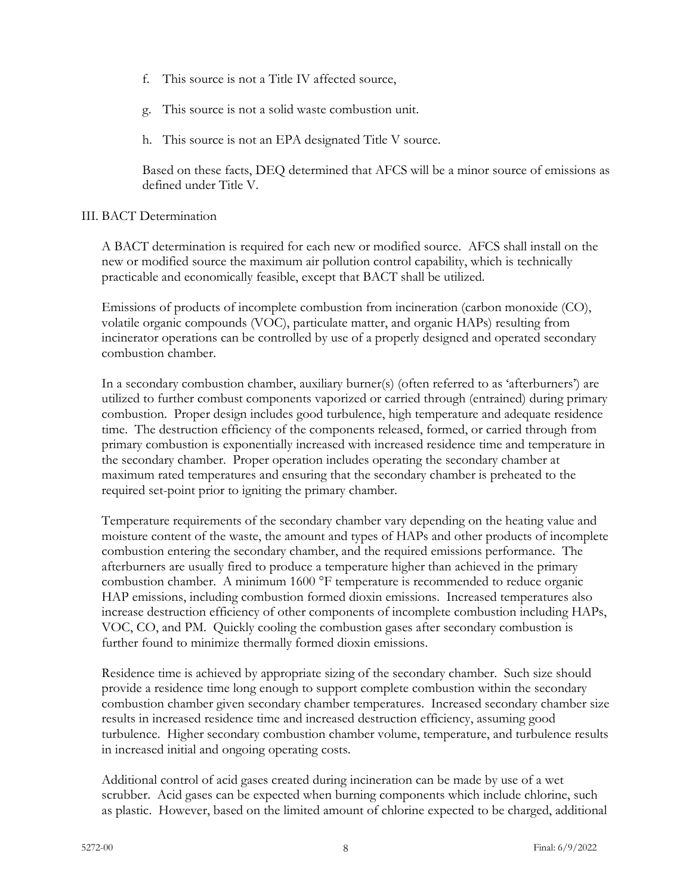f. This source is not a Title IV affected source,

g. This source is not a solid waste combustion unit.

h. This source is not an EPA designated Title V source.

Based on these facts, DEQ determined that AFCS will be a minor source of emissions as defined under Title V.

## III. BACT Determination

A BACT determination is required for each new or modified source. AFCS shall install on the new or modified source the maximum air pollution control capability, which is technically practicable and economically feasible, except that BACT shall be utilized.

Emissions of products of incomplete combustion from incineration (carbon monoxide (CO), volatile organic compounds (VOC), particulate matter, and organic HAPs) resulting from incinerator operations can be controlled by use of a properly designed and operated secondary combustion chamber.

In a secondary combustion chamber, auxiliary burner(s) (often referred to as 'afterburners') are utilized to further combust components vaporized or carried through (entrained) during primary combustion. Proper design includes good turbulence, high temperature and adequate residence time. The destruction efficiency of the components released, formed, or carried through from primary combustion is exponentially increased with increased residence time and temperature in the secondary chamber. Proper operation includes operating the secondary chamber at maximum rated temperatures and ensuring that the secondary chamber is preheated to the required set-point prior to igniting the primary chamber.

Temperature requirements of the secondary chamber vary depending on the heating value and moisture content of the waste, the amount and types of HAPs and other products of incomplete combustion entering the secondary chamber, and the required emissions performance. The afterburners are usually fired to produce a temperature higher than achieved in the primary combustion chamber. A minimum 1600 °F temperature is recommended to reduce organic HAP emissions, including combustion formed dioxin emissions. Increased temperatures also increase destruction efficiency of other components of incomplete combustion including HAPs, VOC, CO, and PM. Quickly cooling the combustion gases after secondary combustion is further found to minimize thermally formed dioxin emissions.

Residence time is achieved by appropriate sizing of the secondary chamber. Such size should provide a residence time long enough to support complete combustion within the secondary combustion chamber given secondary chamber temperatures. Increased secondary chamber size results in increased residence time and increased destruction efficiency, assuming good turbulence. Higher secondary combustion chamber volume, temperature, and turbulence results in increased initial and ongoing operating costs.

Additional control of acid gases created during incineration can be made by use of a wet scrubber. Acid gases can be expected when burning components which include chlorine, such as plastic. However, based on the limited amount of chlorine expected to be charged, additional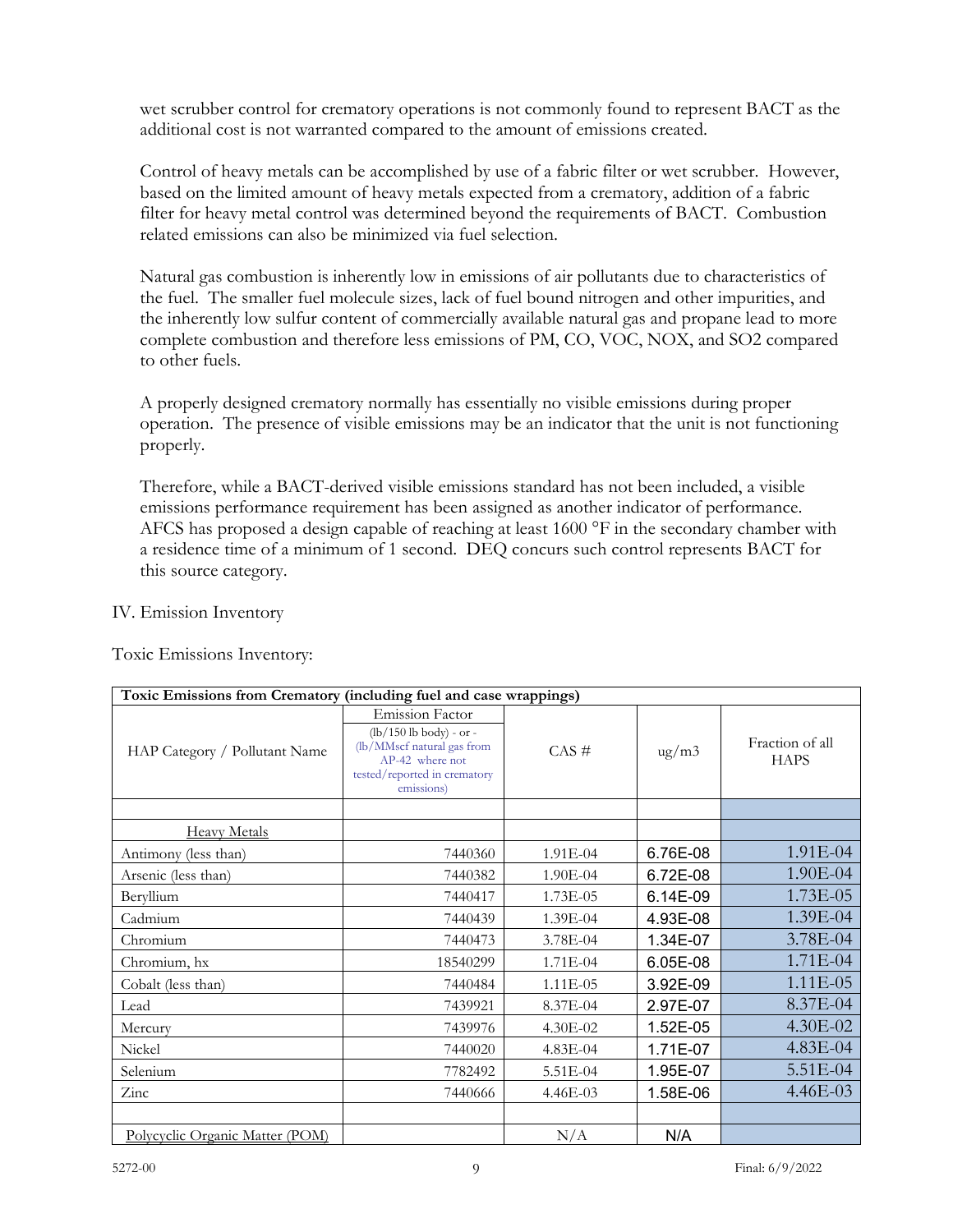wet scrubber control for crematory operations is not commonly found to represent BACT as the additional cost is not warranted compared to the amount of emissions created.

Control of heavy metals can be accomplished by use of a fabric filter or wet scrubber. However, based on the limited amount of heavy metals expected from a crematory, addition of a fabric filter for heavy metal control was determined beyond the requirements of BACT. Combustion related emissions can also be minimized via fuel selection.

Natural gas combustion is inherently low in emissions of air pollutants due to characteristics of the fuel. The smaller fuel molecule sizes, lack of fuel bound nitrogen and other impurities, and the inherently low sulfur content of commercially available natural gas and propane lead to more complete combustion and therefore less emissions of PM, CO, VOC, NOX, and SO2 compared to other fuels.

A properly designed crematory normally has essentially no visible emissions during proper operation. The presence of visible emissions may be an indicator that the unit is not functioning properly.

Therefore, while a BACT-derived visible emissions standard has not been included, a visible emissions performance requirement has been assigned as another indicator of performance. AFCS has proposed a design capable of reaching at least 1600 °F in the secondary chamber with a residence time of a minimum of 1 second. DEQ concurs such control represents BACT for this source category.

IV. Emission Inventory

Toxic Emissions Inventory:

| **Toxic Emissions from Crematory (including fuel and case wrappings)** | | | | |
|---|---|---|---|---|
| HAP Category / Pollutant Name | Emission Factor (lb/150 lb body) - or - (lb/MMscf natural gas from AP-42 where not tested/reported in crematory emissions) | CAS # | ug/m3 | Fraction of all HAPS |
| | | | | |
| Heavy Metals | | | | |
| Antimony (less than) | 7440360 | 1.91E-04 | 6.76E-08 | 1.91E-04 |
| Arsenic (less than) | 7440382 | 1.90E-04 | 6.72E-08 | 1.90E-04 |
| Beryllium | 7440417 | 1.73E-05 | 6.14E-09 | 1.73E-05 |
| Cadmium | 7440439 | 1.39E-04 | 4.93E-08 | 1.39E-04 |
| Chromium | 7440473 | 3.78E-04 | 1.34E-07 | 3.78E-04 |
| Chromium, hx | 18540299 | 1.71E-04 | 6.05E-08 | 1.71E-04 |
| Cobalt (less than) | 7440484 | 1.11E-05 | 3.92E-09 | 1.11E-05 |
| Lead | 7439921 | 8.37E-04 | 2.97E-07 | 8.37E-04 |
| Mercury | 7439976 | 4.30E-02 | 1.52E-05 | 4.30E-02 |
| Nickel | 7440020 | 4.83E-04 | 1.71E-07 | 4.83E-04 |
| Selenium | 7782492 | 5.51E-04 | 1.95E-07 | 5.51E-04 |
| Zinc | 7440666 | 4.46E-03 | 1.58E-06 | 4.46E-03 |
| | | | | |
| Polycyclic Organic Matter (POM) | | N/A | N/A | |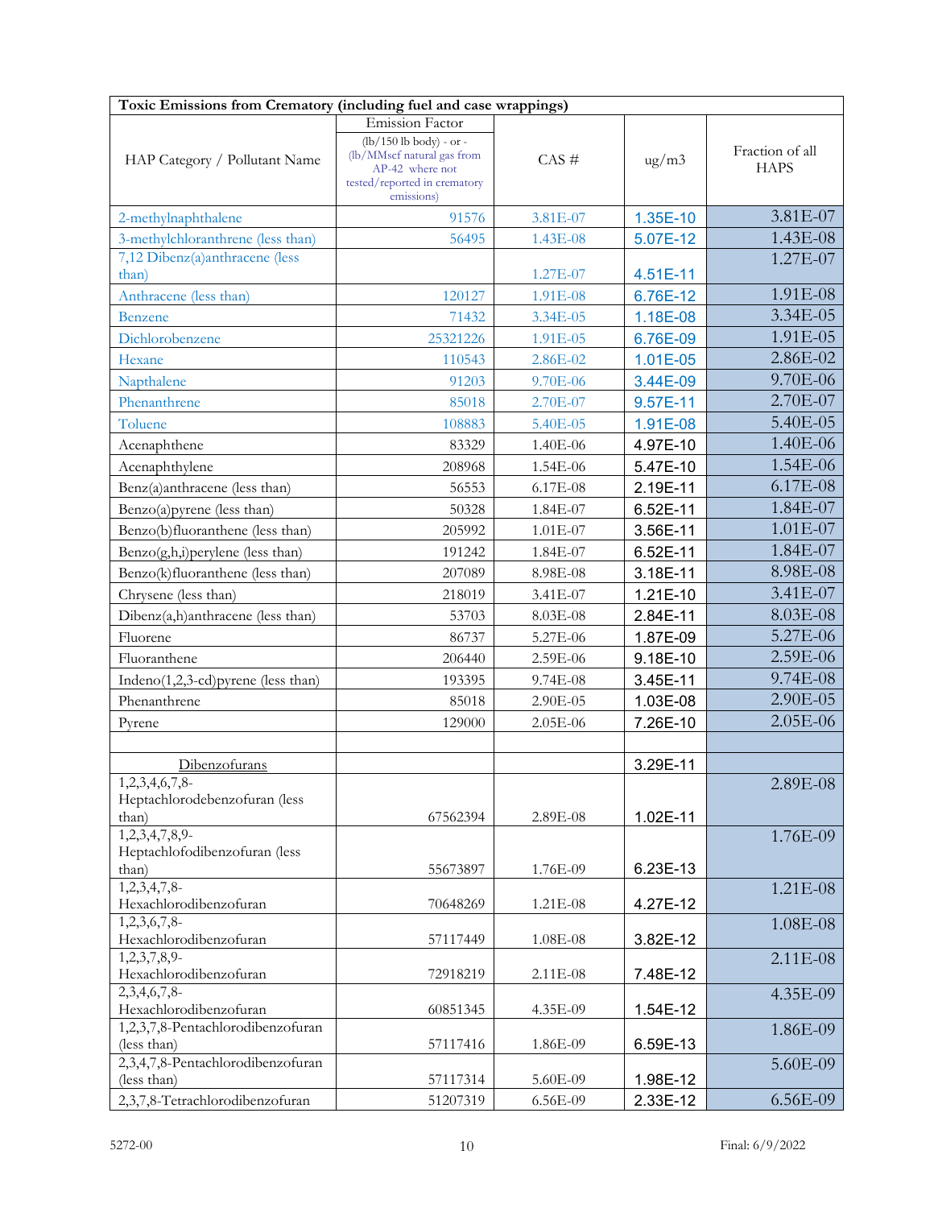| Toxic Emissions from Crematory (including fuel and case wrappings) | | | | |
|---|---|---|---|---|
| HAP Category / Pollutant Name | Emission Factor (lb/150 lb body) - or - (lb/MMscf natural gas from AP-42 where not tested/reported in crematory emissions) | CAS # | ug/m3 | Fraction of all HAPS |
| 2-methylnaphthalene | 91576 | 3.81E-07 | 1.35E-10 | 3.81E-07 |
| 3-methylchloranthrene (less than) | 56495 | 1.43E-08 | 5.07E-12 | 1.43E-08 |
| 7,12 Dibenz(a)anthracene (less than) | | 1.27E-07 | 4.51E-11 | 1.27E-07 |
| Anthracene (less than) | 120127 | 1.91E-08 | 6.76E-12 | 1.91E-08 |
| Benzene | 71432 | 3.34E-05 | 1.18E-08 | 3.34E-05 |
| Dichlorobenzene | 25321226 | 1.91E-05 | 6.76E-09 | 1.91E-05 |
| Hexane | 110543 | 2.86E-02 | 1.01E-05 | 2.86E-02 |
| Napthalene | 91203 | 9.70E-06 | 3.44E-09 | 9.70E-06 |
| Phenanthrene | 85018 | 2.70E-07 | 9.57E-11 | 2.70E-07 |
| Toluene | 108883 | 5.40E-05 | 1.91E-08 | 5.40E-05 |
| Acenaphthene | 83329 | 1.40E-06 | 4.97E-10 | 1.40E-06 |
| Acenaphthylene | 208968 | 1.54E-06 | 5.47E-10 | 1.54E-06 |
| Benz(a)anthracene (less than) | 56553 | 6.17E-08 | 2.19E-11 | 6.17E-08 |
| Benzo(a)pyrene (less than) | 50328 | 1.84E-07 | 6.52E-11 | 1.84E-07 |
| Benzo(b)fluoranthene (less than) | 205992 | 1.01E-07 | 3.56E-11 | 1.01E-07 |
| Benzo(g,h,i)perylene (less than) | 191242 | 1.84E-07 | 6.52E-11 | 1.84E-07 |
| Benzo(k)fluoranthene (less than) | 207089 | 8.98E-08 | 3.18E-11 | 8.98E-08 |
| Chrysene (less than) | 218019 | 3.41E-07 | 1.21E-10 | 3.41E-07 |
| Dibenz(a,h)anthracene (less than) | 53703 | 8.03E-08 | 2.84E-11 | 8.03E-08 |
| Fluorene | 86737 | 5.27E-06 | 1.87E-09 | 5.27E-06 |
| Fluoranthene | 206440 | 2.59E-06 | 9.18E-10 | 2.59E-06 |
| Indeno(1,2,3-cd)pyrene (less than) | 193395 | 9.74E-08 | 3.45E-11 | 9.74E-08 |
| Phenanthrene | 85018 | 2.90E-05 | 1.03E-08 | 2.90E-05 |
| Pyrene | 129000 | 2.05E-06 | 7.26E-10 | 2.05E-06 |
| | | | | |
| Dibenzofurans | | | 3.29E-11 | |
| 1,2,3,4,6,7,8-Heptachlorodebenzofuran (less than) | 67562394 | 2.89E-08 | 1.02E-11 | 2.89E-08 |
| 1,2,3,4,7,8,9-Heptachlofodibenzofuran (less than) | 55673897 | 1.76E-09 | 6.23E-13 | 1.76E-09 |
| 1,2,3,4,7,8-Hexachlorodibenzofuran | 70648269 | 1.21E-08 | 4.27E-12 | 1.21E-08 |
| 1,2,3,6,7,8-Hexachlorodibenzofuran | 57117449 | 1.08E-08 | 3.82E-12 | 1.08E-08 |
| 1,2,3,7,8,9-Hexachlorodibenzofuran | 72918219 | 2.11E-08 | 7.48E-12 | 2.11E-08 |
| 2,3,4,6,7,8-Hexachlorodibenzofuran | 60851345 | 4.35E-09 | 1.54E-12 | 4.35E-09 |
| 1,2,3,7,8-Pentachlorodibenzofuran (less than) | 57117416 | 1.86E-09 | 6.59E-13 | 1.86E-09 |
| 2,3,4,7,8-Pentachlorodibenzofuran (less than) | 57117314 | 5.60E-09 | 1.98E-12 | 5.60E-09 |
| 2,3,7,8-Tetrachlorodibenzofuran | 51207319 | 6.56E-09 | 2.33E-12 | 6.56E-09 |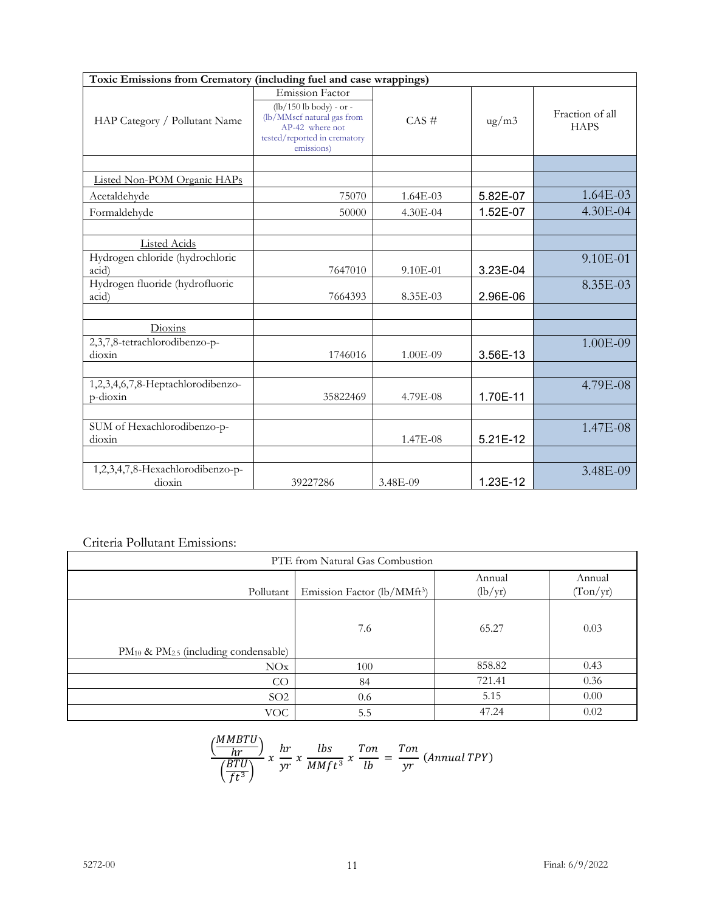| Toxic Emissions from Crematory (including fuel and case wrappings) | | | | |
|---|---|---|---|---|
| HAP Category / Pollutant Name | Emission Factor (lb/150 lb body) - or - (lb/MMscf natural gas from AP-42 where not tested/reported in crematory emissions) | CAS # | ug/m3 | Fraction of all HAPS |
| | | | | |
| Listed Non-POM Organic HAPs | | | | |
| Acetaldehyde | 75070 | 1.64E-03 | 5.82E-07 | 1.64E-03 |
| Formaldehyde | 50000 | 4.30E-04 | 1.52E-07 | 4.30E-04 |
| | | | | |
| Listed Acids | | | | |
| Hydrogen chloride (hydrochloric acid) | 7647010 | 9.10E-01 | 3.23E-04 | 9.10E-01 |
| Hydrogen fluoride (hydrofluoric acid) | 7664393 | 8.35E-03 | 2.96E-06 | 8.35E-03 |
| | | | | |
| Dioxins | | | | |
| 2,3,7,8-tetrachlorodibenzo-p-dioxin | 1746016 | 1.00E-09 | 3.56E-13 | 1.00E-09 |
| | | | | |
| 1,2,3,4,6,7,8-Heptachlorodibenzo-p-dioxin | 35822469 | 4.79E-08 | 1.70E-11 | 4.79E-08 |
| | | | | |
| SUM of Hexachlorodibenzo-p-dioxin | | 1.47E-08 | 5.21E-12 | 1.47E-08 |
| | | | | |
| 1,2,3,4,7,8-Hexachlorodibenzo-p-dioxin | 39227286 | 3.48E-09 | 1.23E-12 | 3.48E-09 |

Criteria Pollutant Emissions:

| PTE from Natural Gas Combustion | | | |
|---|---|---|---|
| Pollutant | Emission Factor (lb/MMft³) | Annual (lb/yr) | Annual (Ton/yr) |
| $PM_{10}$ & $PM_{2.5}$ (including condensable) | 7.6 | 65.27 | 0.03 |
| NOx | 100 | 858.82 | 0.43 |
| CO | 84 | 721.41 | 0.36 |
| SO2 | 0.6 | 5.15 | 0.00 |
| VOC | 5.5 | 47.24 | 0.02 |

$$\frac{\left(\frac{MMBTU}{hr}\right)}{\left(\frac{BTU}{ft^3}\right)} x \; \frac{hr}{yr} \; x \; \frac{lbs}{MMft^3} \; x \; \frac{Ton}{lb} = \frac{Ton}{yr} \; (Annual\;TPY)$$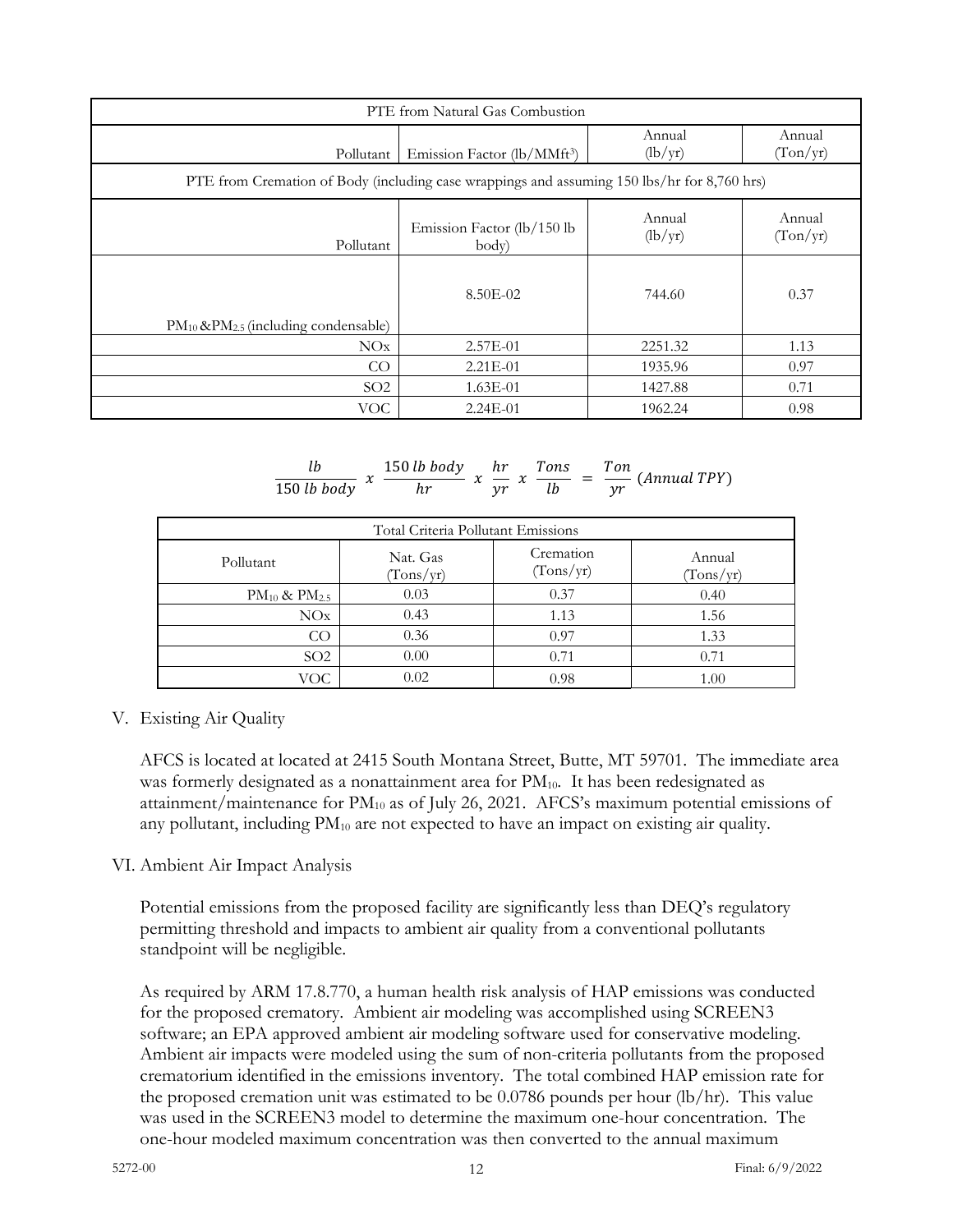| PTE from Natural Gas Combustion | | | |
|---|---|---|---|
| Pollutant | Emission Factor (lb/MMft³) | Annual (lb/yr) | Annual (Ton/yr) |
| PTE from Cremation of Body (including case wrappings and assuming 150 lbs/hr for 8,760 hrs) | | | |
| Pollutant | Emission Factor (lb/150 lb body) | Annual (lb/yr) | Annual (Ton/yr) |
| $PM_{10}$ & $PM_{2.5}$ (including condensable) | 8.50E-02 | 744.60 | 0.37 |
| NOx | 2.57E-01 | 2251.32 | 1.13 |
| CO | 2.21E-01 | 1935.96 | 0.97 |
| SO2 | 1.63E-01 | 1427.88 | 0.71 |
| VOC | 2.24E-01 | 1962.24 | 0.98 |

$$\frac{lb}{150\ lb\ body}\ x\ \frac{150\ lb\ body}{hr}\ x\ \frac{hr}{yr}\ x\ \frac{Tons}{lb}\ =\ \frac{Ton}{yr}\ (Annual\ TPY)$$

| Total Criteria Pollutant Emissions | | | |
|---|---|---|---|
| Pollutant | Nat. Gas (Tons/yr) | Cremation (Tons/yr) | Annual (Tons/yr) |
| $PM_{10}$ & $PM_{2.5}$ | 0.03 | 0.37 | 0.40 |
| NOx | 0.43 | 1.13 | 1.56 |
| CO | 0.36 | 0.97 | 1.33 |
| SO2 | 0.00 | 0.71 | 0.71 |
| VOC | 0.02 | 0.98 | 1.00 |

## V. Existing Air Quality

AFCS is located at located at 2415 South Montana Street, Butte, MT 59701. The immediate area was formerly designated as a nonattainment area for $PM_{10}$. It has been redesignated as attainment/maintenance for $PM_{10}$ as of July 26, 2021. AFCS's maximum potential emissions of any pollutant, including $PM_{10}$ are not expected to have an impact on existing air quality.

## VI. Ambient Air Impact Analysis

Potential emissions from the proposed facility are significantly less than DEQ's regulatory permitting threshold and impacts to ambient air quality from a conventional pollutants standpoint will be negligible.

As required by ARM 17.8.770, a human health risk analysis of HAP emissions was conducted for the proposed crematory. Ambient air modeling was accomplished using SCREEN3 software; an EPA approved ambient air modeling software used for conservative modeling. Ambient air impacts were modeled using the sum of non-criteria pollutants from the proposed crematorium identified in the emissions inventory. The total combined HAP emission rate for the proposed cremation unit was estimated to be 0.0786 pounds per hour (lb/hr). This value was used in the SCREEN3 model to determine the maximum one-hour concentration. The one-hour modeled maximum concentration was then converted to the annual maximum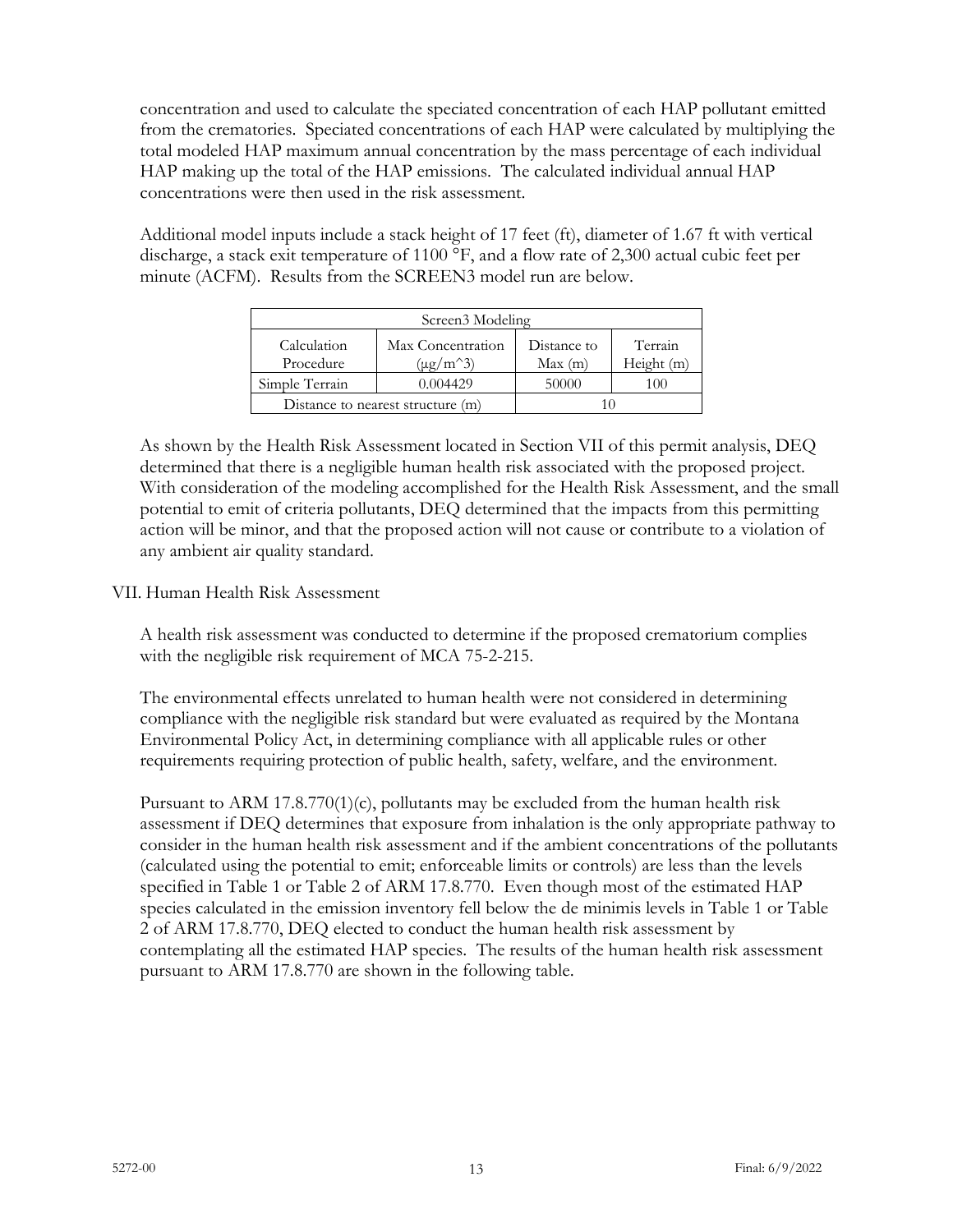concentration and used to calculate the speciated concentration of each HAP pollutant emitted from the crematories. Speciated concentrations of each HAP were calculated by multiplying the total modeled HAP maximum annual concentration by the mass percentage of each individual HAP making up the total of the HAP emissions. The calculated individual annual HAP concentrations were then used in the risk assessment.

Additional model inputs include a stack height of 17 feet (ft), diameter of 1.67 ft with vertical discharge, a stack exit temperature of 1100 °F, and a flow rate of 2,300 actual cubic feet per minute (ACFM). Results from the SCREEN3 model run are below.

| Screen3 Modeling | | | |
|---|---|---|---|
| Calculation Procedure | Max Concentration (μg/m^3) | Distance to Max (m) | Terrain Height (m) |
| Simple Terrain | 0.004429 | 50000 | 100 |
| Distance to nearest structure (m) | | 10 | |

As shown by the Health Risk Assessment located in Section VII of this permit analysis, DEQ determined that there is a negligible human health risk associated with the proposed project. With consideration of the modeling accomplished for the Health Risk Assessment, and the small potential to emit of criteria pollutants, DEQ determined that the impacts from this permitting action will be minor, and that the proposed action will not cause or contribute to a violation of any ambient air quality standard.

## VII. Human Health Risk Assessment

A health risk assessment was conducted to determine if the proposed crematorium complies with the negligible risk requirement of MCA 75-2-215.

The environmental effects unrelated to human health were not considered in determining compliance with the negligible risk standard but were evaluated as required by the Montana Environmental Policy Act, in determining compliance with all applicable rules or other requirements requiring protection of public health, safety, welfare, and the environment.

Pursuant to ARM 17.8.770(1)(c), pollutants may be excluded from the human health risk assessment if DEQ determines that exposure from inhalation is the only appropriate pathway to consider in the human health risk assessment and if the ambient concentrations of the pollutants (calculated using the potential to emit; enforceable limits or controls) are less than the levels specified in Table 1 or Table 2 of ARM 17.8.770. Even though most of the estimated HAP species calculated in the emission inventory fell below the de minimis levels in Table 1 or Table 2 of ARM 17.8.770, DEQ elected to conduct the human health risk assessment by contemplating all the estimated HAP species. The results of the human health risk assessment pursuant to ARM 17.8.770 are shown in the following table.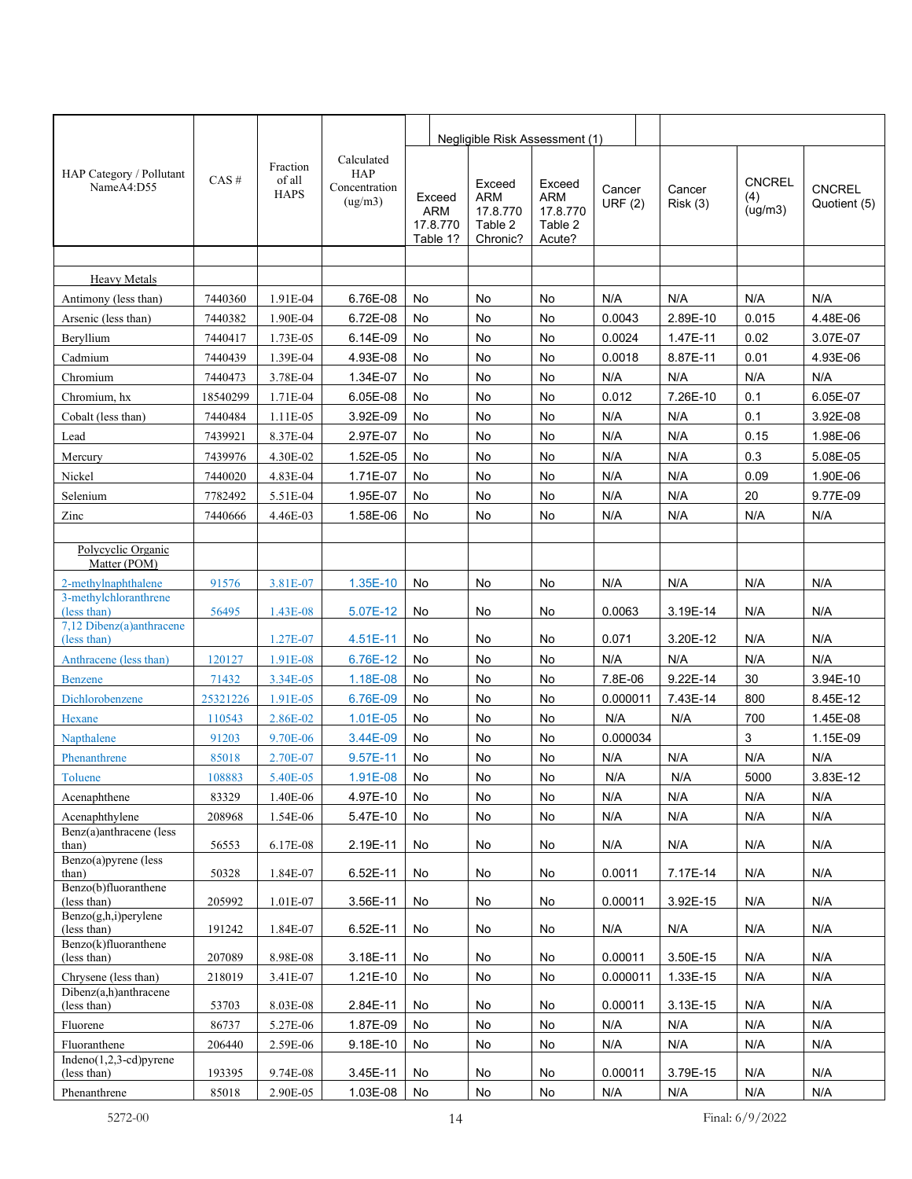| HAP Category / Pollutant NameA4:D55 | CAS # | Fraction of all HAPS | Calculated HAP Concentration (ug/m3) | Negligible Risk Assessment (1) | | | | | | |
|---|---|---|---|---|---|---|---|---|---|---|
| | | | | Exceed ARM 17.8.770 Table 1? | Exceed ARM 17.8.770 Table 2 Chronic? | Exceed ARM 17.8.770 Table 2 Acute? | Cancer URF (2) | Cancer Risk (3) | CNCREL (4) (ug/m3) | CNCREL Quotient (5) |
| | | | | | | | | | | |
| Heavy Metals | | | | | | | | | | |
| Antimony (less than) | 7440360 | 1.91E-04 | 6.76E-08 | No | No | No | N/A | N/A | N/A | N/A |
| Arsenic (less than) | 7440382 | 1.90E-04 | 6.72E-08 | No | No | No | 0.0043 | 2.89E-10 | 0.015 | 4.48E-06 |
| Beryllium | 7440417 | 1.73E-05 | 6.14E-09 | No | No | No | 0.0024 | 1.47E-11 | 0.02 | 3.07E-07 |
| Cadmium | 7440439 | 1.39E-04 | 4.93E-08 | No | No | No | 0.0018 | 8.87E-11 | 0.01 | 4.93E-06 |
| Chromium | 7440473 | 3.78E-04 | 1.34E-07 | No | No | No | N/A | N/A | N/A | N/A |
| Chromium, hx | 18540299 | 1.71E-04 | 6.05E-08 | No | No | No | 0.012 | 7.26E-10 | 0.1 | 6.05E-07 |
| Cobalt (less than) | 7440484 | 1.11E-05 | 3.92E-09 | No | No | No | N/A | N/A | 0.1 | 3.92E-08 |
| Lead | 7439921 | 8.37E-04 | 2.97E-07 | No | No | No | N/A | N/A | 0.15 | 1.98E-06 |
| Mercury | 7439976 | 4.30E-02 | 1.52E-05 | No | No | No | N/A | N/A | 0.3 | 5.08E-05 |
| Nickel | 7440020 | 4.83E-04 | 1.71E-07 | No | No | No | N/A | N/A | 0.09 | 1.90E-06 |
| Selenium | 7782492 | 5.51E-04 | 1.95E-07 | No | No | No | N/A | N/A | 20 | 9.77E-09 |
| Zinc | 7440666 | 4.46E-03 | 1.58E-06 | No | No | No | N/A | N/A | N/A | N/A |
| | | | | | | | | | | |
| Polycyclic Organic Matter (POM) | | | | | | | | | | |
| 2-methylnaphthalene | 91576 | 3.81E-07 | 1.35E-10 | No | No | No | N/A | N/A | N/A | N/A |
| 3-methylchloranthrene (less than) | 56495 | 1.43E-08 | 5.07E-12 | No | No | No | 0.0063 | 3.19E-14 | N/A | N/A |
| 7,12 Dibenz(a)anthracene (less than) | | 1.27E-07 | 4.51E-11 | No | No | No | 0.071 | 3.20E-12 | N/A | N/A |
| Anthracene (less than) | 120127 | 1.91E-08 | 6.76E-12 | No | No | No | N/A | N/A | N/A | N/A |
| Benzene | 71432 | 3.34E-05 | 1.18E-08 | No | No | No | 7.8E-06 | 9.22E-14 | 30 | 3.94E-10 |
| Dichlorobenzene | 25321226 | 1.91E-05 | 6.76E-09 | No | No | No | 0.000011 | 7.43E-14 | 800 | 8.45E-12 |
| Hexane | 110543 | 2.86E-02 | 1.01E-05 | No | No | No | N/A | N/A | 700 | 1.45E-08 |
| Napthalene | 91203 | 9.70E-06 | 3.44E-09 | No | No | No | 0.000034 | | 3 | 1.15E-09 |
| Phenanthrene | 85018 | 2.70E-07 | 9.57E-11 | No | No | No | N/A | N/A | N/A | N/A |
| Toluene | 108883 | 5.40E-05 | 1.91E-08 | No | No | No | N/A | N/A | 5000 | 3.83E-12 |
| Acenaphthene | 83329 | 1.40E-06 | 4.97E-10 | No | No | No | N/A | N/A | N/A | N/A |
| Acenaphthylene | 208968 | 1.54E-06 | 5.47E-10 | No | No | No | N/A | N/A | N/A | N/A |
| Benz(a)anthracene (less than) | 56553 | 6.17E-08 | 2.19E-11 | No | No | No | N/A | N/A | N/A | N/A |
| Benzo(a)pyrene (less than) | 50328 | 1.84E-07 | 6.52E-11 | No | No | No | 0.0011 | 7.17E-14 | N/A | N/A |
| Benzo(b)fluoranthene (less than) | 205992 | 1.01E-07 | 3.56E-11 | No | No | No | 0.00011 | 3.92E-15 | N/A | N/A |
| Benzo(g,h,i)perylene (less than) | 191242 | 1.84E-07 | 6.52E-11 | No | No | No | N/A | N/A | N/A | N/A |
| Benzo(k)fluoranthene (less than) | 207089 | 8.98E-08 | 3.18E-11 | No | No | No | 0.00011 | 3.50E-15 | N/A | N/A |
| Chrysene (less than) | 218019 | 3.41E-07 | 1.21E-10 | No | No | No | 0.000011 | 1.33E-15 | N/A | N/A |
| Dibenz(a,h)anthracene (less than) | 53703 | 8.03E-08 | 2.84E-11 | No | No | No | 0.00011 | 3.13E-15 | N/A | N/A |
| Fluorene | 86737 | 5.27E-06 | 1.87E-09 | No | No | No | N/A | N/A | N/A | N/A |
| Fluoranthene | 206440 | 2.59E-06 | 9.18E-10 | No | No | No | N/A | N/A | N/A | N/A |
| Indeno(1,2,3-cd)pyrene (less than) | 193395 | 9.74E-08 | 3.45E-11 | No | No | No | 0.00011 | 3.79E-15 | N/A | N/A |
| Phenanthrene | 85018 | 2.90E-05 | 1.03E-08 | No | No | No | N/A | N/A | N/A | N/A |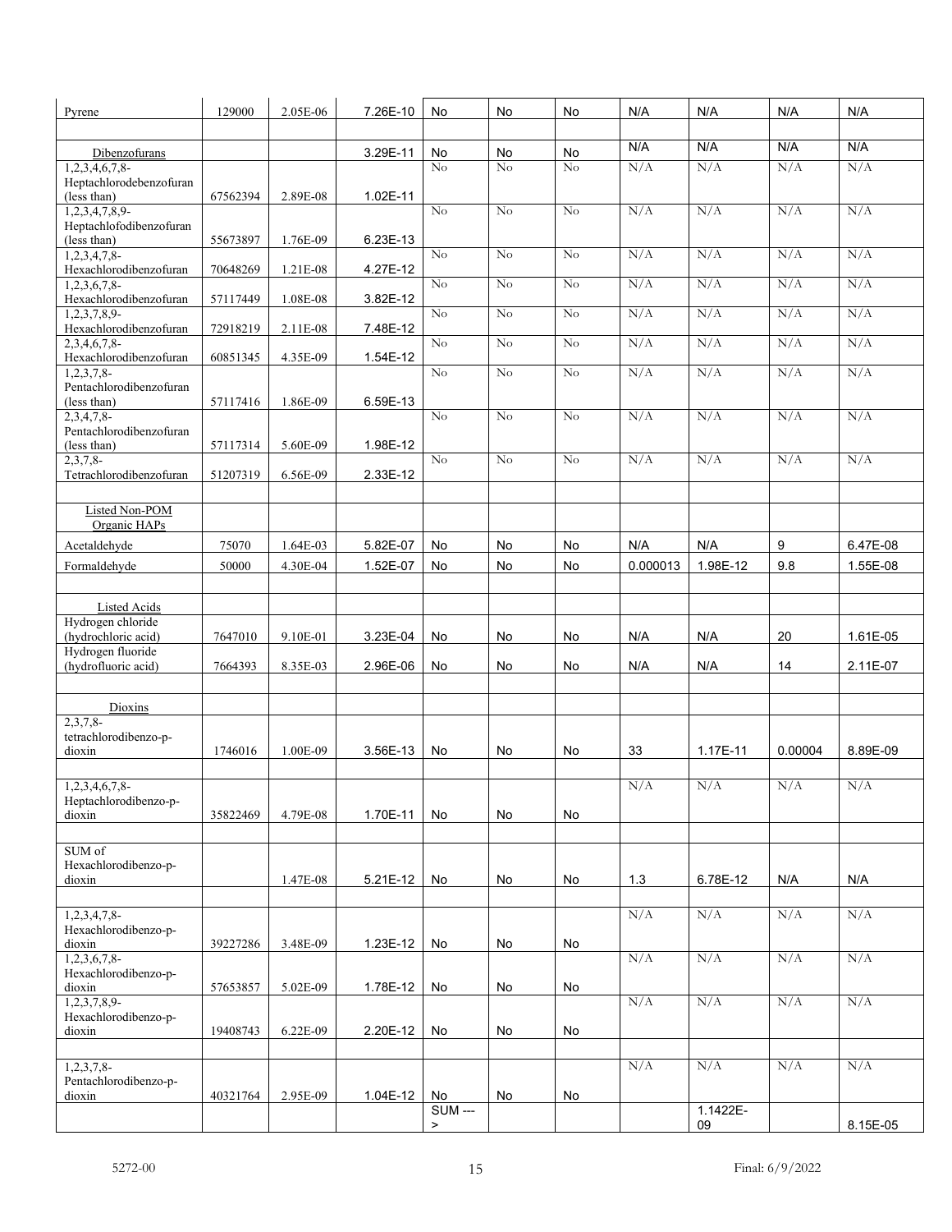| Pyrene | 129000 | 2.05E-06 | 7.26E-10 | No | No | No | N/A | N/A | N/A | N/A |
|---|---|---|---|---|---|---|---|---|---|---|
| | | | | | | | | | | |
| Dibenzofurans | | | 3.29E-11 | No | No | No | N/A | N/A | N/A | N/A |
| 1,2,3,4,6,7,8-Heptachlorodebenzofuran (less than) | 67562394 | 2.89E-08 | 1.02E-11 | No | No | No | N/A | N/A | N/A | N/A |
| 1,2,3,4,7,8,9-Heptachlofodibenzofuran (less than) | 55673897 | 1.76E-09 | 6.23E-13 | No | No | No | N/A | N/A | N/A | N/A |
| 1,2,3,4,7,8-Hexachlorodibenzofuran | 70648269 | 1.21E-08 | 4.27E-12 | No | No | No | N/A | N/A | N/A | N/A |
| 1,2,3,6,7,8-Hexachlorodibenzofuran | 57117449 | 1.08E-08 | 3.82E-12 | No | No | No | N/A | N/A | N/A | N/A |
| 1,2,3,7,8,9-Hexachlorodibenzofuran | 72918219 | 2.11E-08 | 7.48E-12 | No | No | No | N/A | N/A | N/A | N/A |
| 2,3,4,6,7,8-Hexachlorodibenzofuran | 60851345 | 4.35E-09 | 1.54E-12 | No | No | No | N/A | N/A | N/A | N/A |
| 1,2,3,7,8-Pentachlorodibenzofuran (less than) | 57117416 | 1.86E-09 | 6.59E-13 | No | No | No | N/A | N/A | N/A | N/A |
| 2,3,4,7,8-Pentachlorodibenzofuran (less than) | 57117314 | 5.60E-09 | 1.98E-12 | No | No | No | N/A | N/A | N/A | N/A |
| 2,3,7,8-Tetrachlorodibenzofuran | 51207319 | 6.56E-09 | 2.33E-12 | No | No | No | N/A | N/A | N/A | N/A |
| | | | | | | | | | | |
| Listed Non-POM Organic HAPs | | | | | | | | | | |
| Acetaldehyde | 75070 | 1.64E-03 | 5.82E-07 | No | No | No | N/A | N/A | 9 | 6.47E-08 |
| Formaldehyde | 50000 | 4.30E-04 | 1.52E-07 | No | No | No | 0.000013 | 1.98E-12 | 9.8 | 1.55E-08 |
| | | | | | | | | | | |
| Listed Acids | | | | | | | | | | |
| Hydrogen chloride (hydrochloric acid) | 7647010 | 9.10E-01 | 3.23E-04 | No | No | No | N/A | N/A | 20 | 1.61E-05 |
| Hydrogen fluoride (hydrofluoric acid) | 7664393 | 8.35E-03 | 2.96E-06 | No | No | No | N/A | N/A | 14 | 2.11E-07 |
| | | | | | | | | | | |
| Dioxins | | | | | | | | | | |
| 2,3,7,8-tetrachlorodibenzo-p-dioxin | 1746016 | 1.00E-09 | 3.56E-13 | No | No | No | 33 | 1.17E-11 | 0.00004 | 8.89E-09 |
| | | | | | | | | | | |
| 1,2,3,4,6,7,8-Heptachlorodibenzo-p-dioxin | 35822469 | 4.79E-08 | 1.70E-11 | No | No | No | N/A | N/A | N/A | N/A |
| | | | | | | | | | | |
| SUM of Hexachlorodibenzo-p-dioxin | | 1.47E-08 | 5.21E-12 | No | No | No | 1.3 | 6.78E-12 | N/A | N/A |
| | | | | | | | | | | |
| 1,2,3,4,7,8-Hexachlorodibenzo-p-dioxin | 39227286 | 3.48E-09 | 1.23E-12 | No | No | No | N/A | N/A | N/A | N/A |
| 1,2,3,6,7,8-Hexachlorodibenzo-p-dioxin | 57653857 | 5.02E-09 | 1.78E-12 | No | No | No | N/A | N/A | N/A | N/A |
| 1,2,3,7,8,9-Hexachlorodibenzo-p-dioxin | 19408743 | 6.22E-09 | 2.20E-12 | No | No | No | N/A | N/A | N/A | N/A |
| | | | | | | | | | | |
| 1,2,3,7,8-Pentachlorodibenzo-p-dioxin | 40321764 | 2.95E-09 | 1.04E-12 | No | No | No | N/A | N/A | N/A | N/A |
| | | | | SUM ---> | | | | 1.1422E-09 | | 8.15E-05 |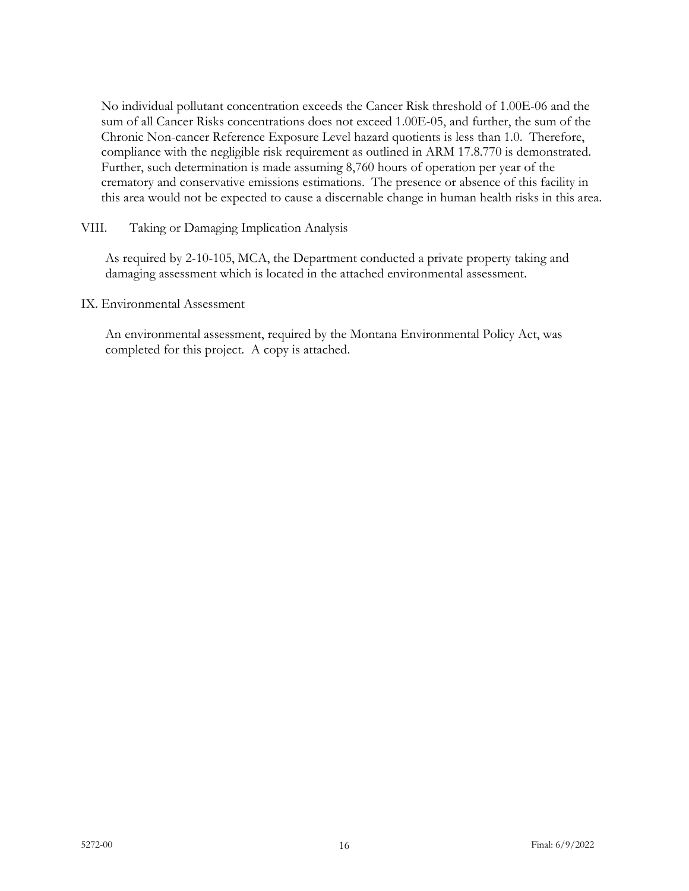No individual pollutant concentration exceeds the Cancer Risk threshold of 1.00E-06 and the sum of all Cancer Risks concentrations does not exceed 1.00E-05, and further, the sum of the Chronic Non-cancer Reference Exposure Level hazard quotients is less than 1.0. Therefore, compliance with the negligible risk requirement as outlined in ARM 17.8.770 is demonstrated. Further, such determination is made assuming 8,760 hours of operation per year of the crematory and conservative emissions estimations. The presence or absence of this facility in this area would not be expected to cause a discernable change in human health risks in this area.

## VIII. Taking or Damaging Implication Analysis

As required by 2-10-105, MCA, the Department conducted a private property taking and damaging assessment which is located in the attached environmental assessment.

## IX. Environmental Assessment

An environmental assessment, required by the Montana Environmental Policy Act, was completed for this project. A copy is attached.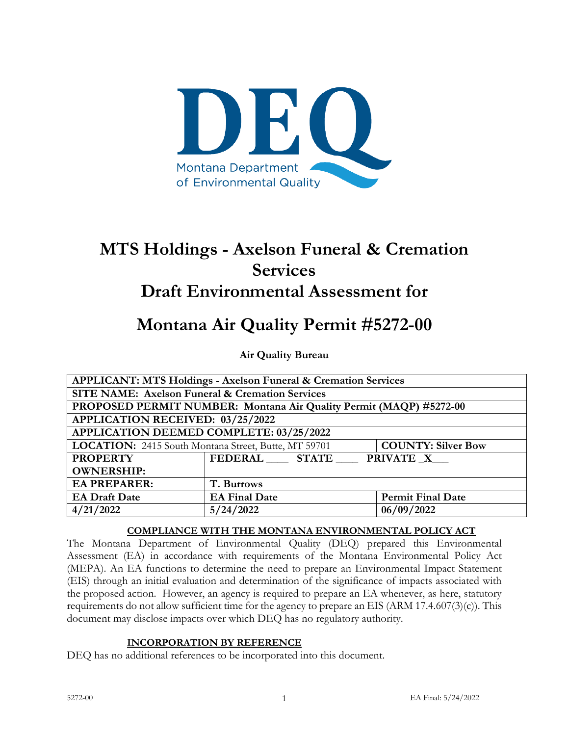# MTS Holdings - Axelson Funeral & Cremation Services
# Draft Environmental Assessment for

# Montana Air Quality Permit #5272-00

**Air Quality Bureau**

| **APPLICANT: MTS Holdings - Axelson Funeral & Cremation Services** | | |
|---|---|---|
| **SITE NAME: Axelson Funeral & Cremation Services** | | |
| **PROPOSED PERMIT NUMBER: Montana Air Quality Permit (MAQP) #5272-00** | | |
| **APPLICATION RECEIVED: 03/25/2022** | | |
| **APPLICATION DEEMED COMPLETE: 03/25/2022** | | |
| **LOCATION:** 2415 South Montana Street, Butte, MT 59701 | | **COUNTY: Silver Bow** |
| **PROPERTY OWNERSHIP:** | **FEDERAL \_\_\_\_ STATE \_\_\_\_ PRIVATE \_X\_\_\_** | |
| **EA PREPARER:** | **T. Burrows** | |
| **EA Draft Date** | **EA Final Date** | **Permit Final Date** |
| **4/21/2022** | **5/24/2022** | **06/09/2022** |

## COMPLIANCE WITH THE MONTANA ENVIRONMENTAL POLICY ACT

The Montana Department of Environmental Quality (DEQ) prepared this Environmental Assessment (EA) in accordance with requirements of the Montana Environmental Policy Act (MEPA). An EA functions to determine the need to prepare an Environmental Impact Statement (EIS) through an initial evaluation and determination of the significance of impacts associated with the proposed action. However, an agency is required to prepare an EA whenever, as here, statutory requirements do not allow sufficient time for the agency to prepare an EIS (ARM 17.4.607(3)(c)). This document may disclose impacts over which DEQ has no regulatory authority.

## INCORPORATION BY REFERENCE

DEQ has no additional references to be incorporated into this document.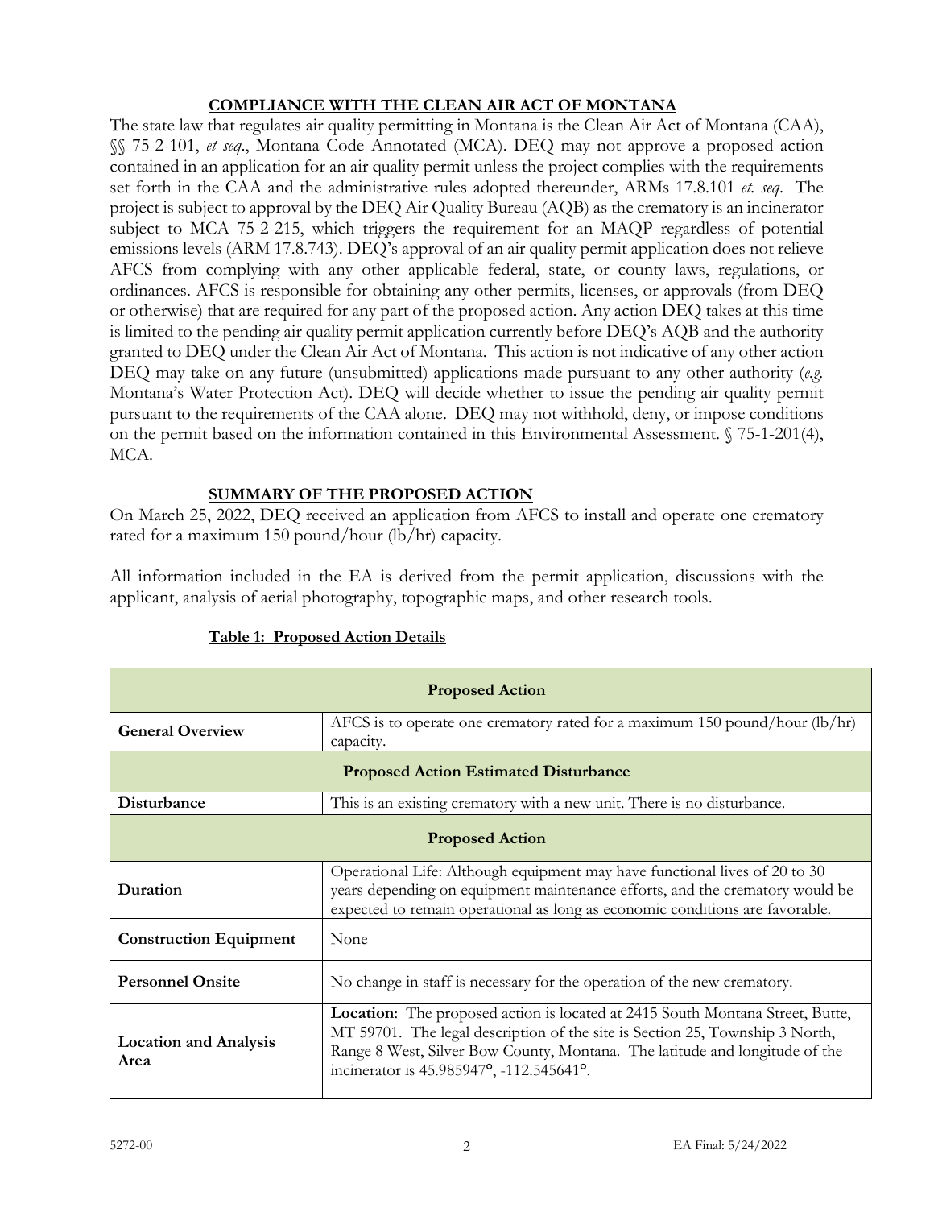## COMPLIANCE WITH THE CLEAN AIR ACT OF MONTANA

The state law that regulates air quality permitting in Montana is the Clean Air Act of Montana (CAA), §§ 75-2-101, *et seq*., Montana Code Annotated (MCA). DEQ may not approve a proposed action contained in an application for an air quality permit unless the project complies with the requirements set forth in the CAA and the administrative rules adopted thereunder, ARMs 17.8.101 *et. seq*. The project is subject to approval by the DEQ Air Quality Bureau (AQB) as the crematory is an incinerator subject to MCA 75-2-215, which triggers the requirement for an MAQP regardless of potential emissions levels (ARM 17.8.743). DEQ's approval of an air quality permit application does not relieve AFCS from complying with any other applicable federal, state, or county laws, regulations, or ordinances. AFCS is responsible for obtaining any other permits, licenses, or approvals (from DEQ or otherwise) that are required for any part of the proposed action. Any action DEQ takes at this time is limited to the pending air quality permit application currently before DEQ's AQB and the authority granted to DEQ under the Clean Air Act of Montana. This action is not indicative of any other action DEQ may take on any future (unsubmitted) applications made pursuant to any other authority (*e.g.* Montana's Water Protection Act). DEQ will decide whether to issue the pending air quality permit pursuant to the requirements of the CAA alone. DEQ may not withhold, deny, or impose conditions on the permit based on the information contained in this Environmental Assessment. § 75-1-201(4), MCA.

## SUMMARY OF THE PROPOSED ACTION

On March 25, 2022, DEQ received an application from AFCS to install and operate one crematory rated for a maximum 150 pound/hour (lb/hr) capacity.

All information included in the EA is derived from the permit application, discussions with the applicant, analysis of aerial photography, topographic maps, and other research tools.

**Table 1: Proposed Action Details**

| **Proposed Action** | |
|---|---|
| **General Overview** | AFCS is to operate one crematory rated for a maximum 150 pound/hour (lb/hr) capacity. |
| **Proposed Action Estimated Disturbance** | |
| **Disturbance** | This is an existing crematory with a new unit. There is no disturbance. |
| **Proposed Action** | |
| **Duration** | Operational Life: Although equipment may have functional lives of 20 to 30 years depending on equipment maintenance efforts, and the crematory would be expected to remain operational as long as economic conditions are favorable. |
| **Construction Equipment** | None |
| **Personnel Onsite** | No change in staff is necessary for the operation of the new crematory. |
| **Location and Analysis Area** | **Location**: The proposed action is located at 2415 South Montana Street, Butte, MT 59701. The legal description of the site is Section 25, Township 3 North, Range 8 West, Silver Bow County, Montana. The latitude and longitude of the incinerator is 45.985947°, -112.545641°. |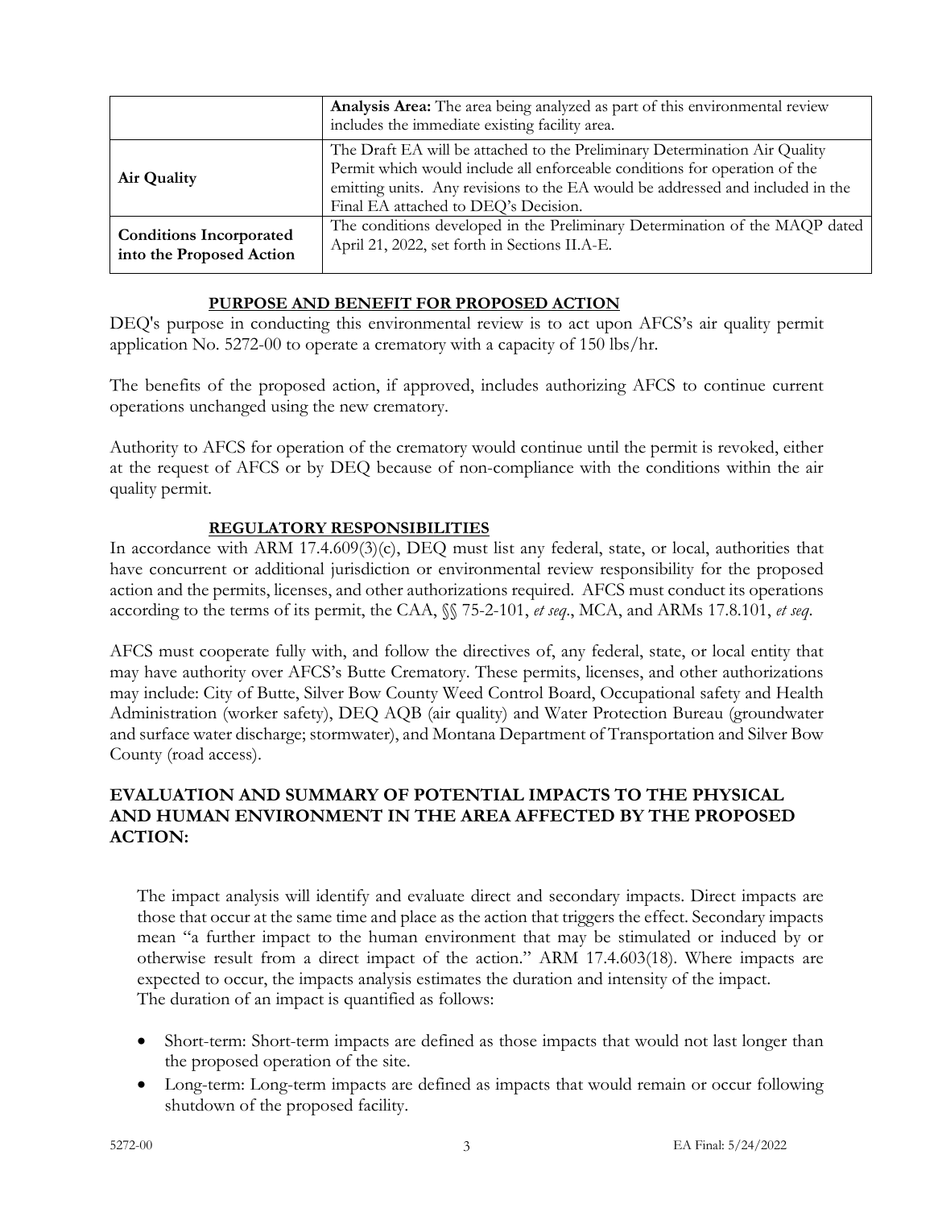| | **Analysis Area:** The area being analyzed as part of this environmental review includes the immediate existing facility area. |
|---|---|
| **Air Quality** | The Draft EA will be attached to the Preliminary Determination Air Quality Permit which would include all enforceable conditions for operation of the emitting units. Any revisions to the EA would be addressed and included in the Final EA attached to DEQ's Decision. |
| **Conditions Incorporated into the Proposed Action** | The conditions developed in the Preliminary Determination of the MAQP dated April 21, 2022, set forth in Sections II.A-E. |

**PURPOSE AND BENEFIT FOR PROPOSED ACTION**

DEQ's purpose in conducting this environmental review is to act upon AFCS's air quality permit application No. 5272-00 to operate a crematory with a capacity of 150 lbs/hr.

The benefits of the proposed action, if approved, includes authorizing AFCS to continue current operations unchanged using the new crematory.

Authority to AFCS for operation of the crematory would continue until the permit is revoked, either at the request of AFCS or by DEQ because of non-compliance with the conditions within the air quality permit.

**REGULATORY RESPONSIBILITIES**

In accordance with ARM 17.4.609(3)(c), DEQ must list any federal, state, or local, authorities that have concurrent or additional jurisdiction or environmental review responsibility for the proposed action and the permits, licenses, and other authorizations required. AFCS must conduct its operations according to the terms of its permit, the CAA, §§ 75-2-101, *et seq*., MCA, and ARMs 17.8.101, *et seq*.

AFCS must cooperate fully with, and follow the directives of, any federal, state, or local entity that may have authority over AFCS's Butte Crematory. These permits, licenses, and other authorizations may include: City of Butte, Silver Bow County Weed Control Board, Occupational safety and Health Administration (worker safety), DEQ AQB (air quality) and Water Protection Bureau (groundwater and surface water discharge; stormwater), and Montana Department of Transportation and Silver Bow County (road access).

## EVALUATION AND SUMMARY OF POTENTIAL IMPACTS TO THE PHYSICAL AND HUMAN ENVIRONMENT IN THE AREA AFFECTED BY THE PROPOSED ACTION:

The impact analysis will identify and evaluate direct and secondary impacts. Direct impacts are those that occur at the same time and place as the action that triggers the effect. Secondary impacts mean "a further impact to the human environment that may be stimulated or induced by or otherwise result from a direct impact of the action." ARM 17.4.603(18). Where impacts are expected to occur, the impacts analysis estimates the duration and intensity of the impact. The duration of an impact is quantified as follows:

- Short-term: Short-term impacts are defined as those impacts that would not last longer than the proposed operation of the site.
- Long-term: Long-term impacts are defined as impacts that would remain or occur following shutdown of the proposed facility.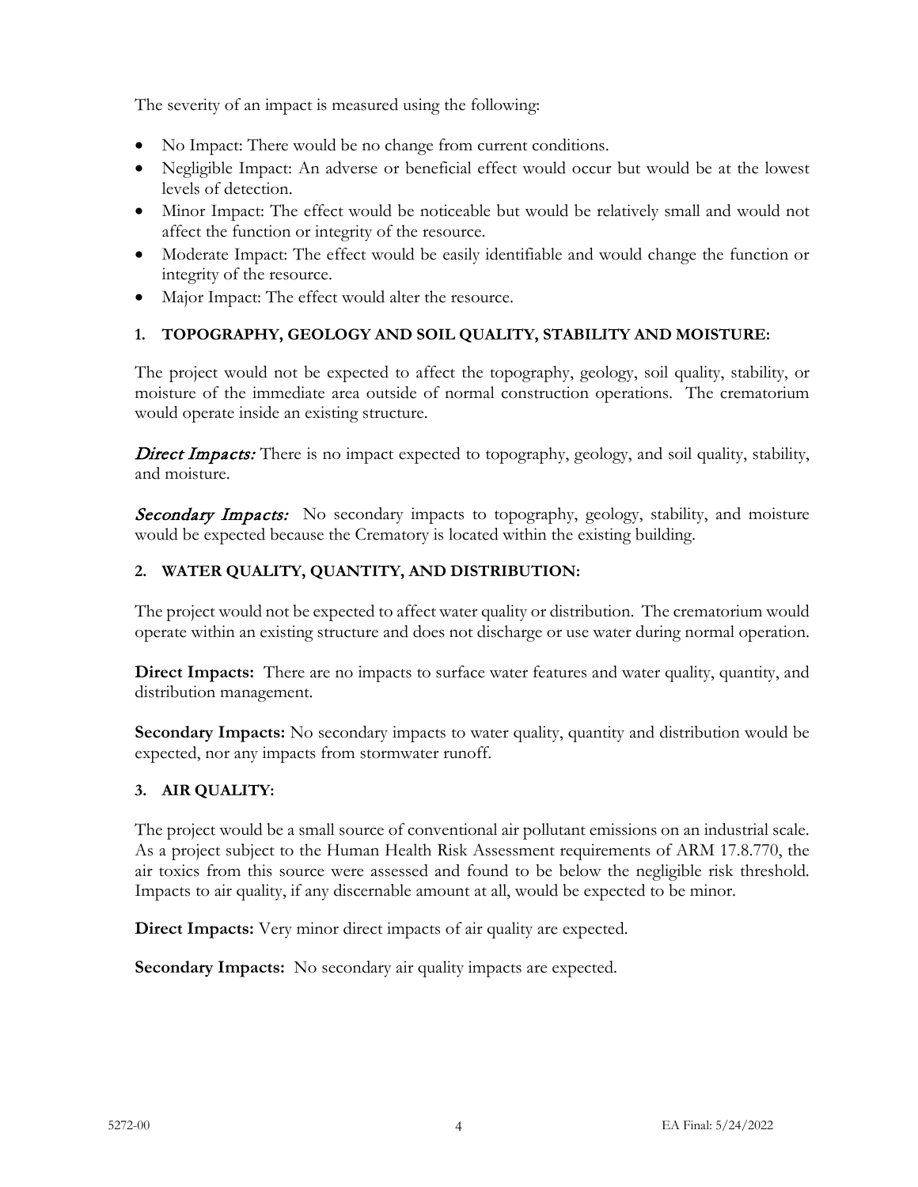The severity of an impact is measured using the following:

- No Impact: There would be no change from current conditions.
- Negligible Impact: An adverse or beneficial effect would occur but would be at the lowest levels of detection.
- Minor Impact: The effect would be noticeable but would be relatively small and would not affect the function or integrity of the resource.
- Moderate Impact: The effect would be easily identifiable and would change the function or integrity of the resource.
- Major Impact: The effect would alter the resource.

### 1. TOPOGRAPHY, GEOLOGY AND SOIL QUALITY, STABILITY AND MOISTURE:

The project would not be expected to affect the topography, geology, soil quality, stability, or moisture of the immediate area outside of normal construction operations. The crematorium would operate inside an existing structure.

***Direct Impacts:*** There is no impact expected to topography, geology, and soil quality, stability, and moisture.

***Secondary Impacts:*** No secondary impacts to topography, geology, stability, and moisture would be expected because the Crematory is located within the existing building.

### 2. WATER QUALITY, QUANTITY, AND DISTRIBUTION:

The project would not be expected to affect water quality or distribution. The crematorium would operate within an existing structure and does not discharge or use water during normal operation.

**Direct Impacts:** There are no impacts to surface water features and water quality, quantity, and distribution management.

**Secondary Impacts:** No secondary impacts to water quality, quantity and distribution would be expected, nor any impacts from stormwater runoff.

### 3. AIR QUALITY:

The project would be a small source of conventional air pollutant emissions on an industrial scale. As a project subject to the Human Health Risk Assessment requirements of ARM 17.8.770, the air toxics from this source were assessed and found to be below the negligible risk threshold. Impacts to air quality, if any discernable amount at all, would be expected to be minor.

**Direct Impacts:** Very minor direct impacts of air quality are expected.

**Secondary Impacts:** No secondary air quality impacts are expected.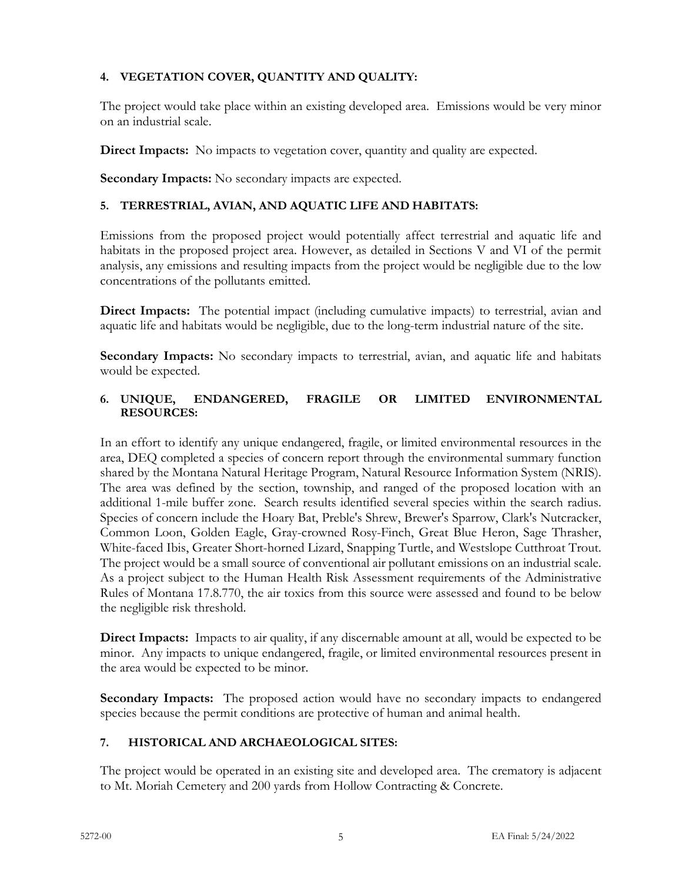#### 4. VEGETATION COVER, QUANTITY AND QUALITY:

The project would take place within an existing developed area. Emissions would be very minor on an industrial scale.

**Direct Impacts:** No impacts to vegetation cover, quantity and quality are expected.

**Secondary Impacts:** No secondary impacts are expected.

#### 5. TERRESTRIAL, AVIAN, AND AQUATIC LIFE AND HABITATS:

Emissions from the proposed project would potentially affect terrestrial and aquatic life and habitats in the proposed project area. However, as detailed in Sections V and VI of the permit analysis, any emissions and resulting impacts from the project would be negligible due to the low concentrations of the pollutants emitted.

**Direct Impacts:** The potential impact (including cumulative impacts) to terrestrial, avian and aquatic life and habitats would be negligible, due to the long-term industrial nature of the site.

**Secondary Impacts:** No secondary impacts to terrestrial, avian, and aquatic life and habitats would be expected.

#### 6. UNIQUE, ENDANGERED, FRAGILE OR LIMITED ENVIRONMENTAL RESOURCES:

In an effort to identify any unique endangered, fragile, or limited environmental resources in the area, DEQ completed a species of concern report through the environmental summary function shared by the Montana Natural Heritage Program, Natural Resource Information System (NRIS). The area was defined by the section, township, and ranged of the proposed location with an additional 1-mile buffer zone. Search results identified several species within the search radius. Species of concern include the Hoary Bat, Preble's Shrew, Brewer's Sparrow, Clark's Nutcracker, Common Loon, Golden Eagle, Gray-crowned Rosy-Finch, Great Blue Heron, Sage Thrasher, White-faced Ibis, Greater Short-horned Lizard, Snapping Turtle, and Westslope Cutthroat Trout. The project would be a small source of conventional air pollutant emissions on an industrial scale. As a project subject to the Human Health Risk Assessment requirements of the Administrative Rules of Montana 17.8.770, the air toxics from this source were assessed and found to be below the negligible risk threshold.

**Direct Impacts:** Impacts to air quality, if any discernable amount at all, would be expected to be minor. Any impacts to unique endangered, fragile, or limited environmental resources present in the area would be expected to be minor.

**Secondary Impacts:** The proposed action would have no secondary impacts to endangered species because the permit conditions are protective of human and animal health.

#### 7. HISTORICAL AND ARCHAEOLOGICAL SITES:

The project would be operated in an existing site and developed area. The crematory is adjacent to Mt. Moriah Cemetery and 200 yards from Hollow Contracting & Concrete.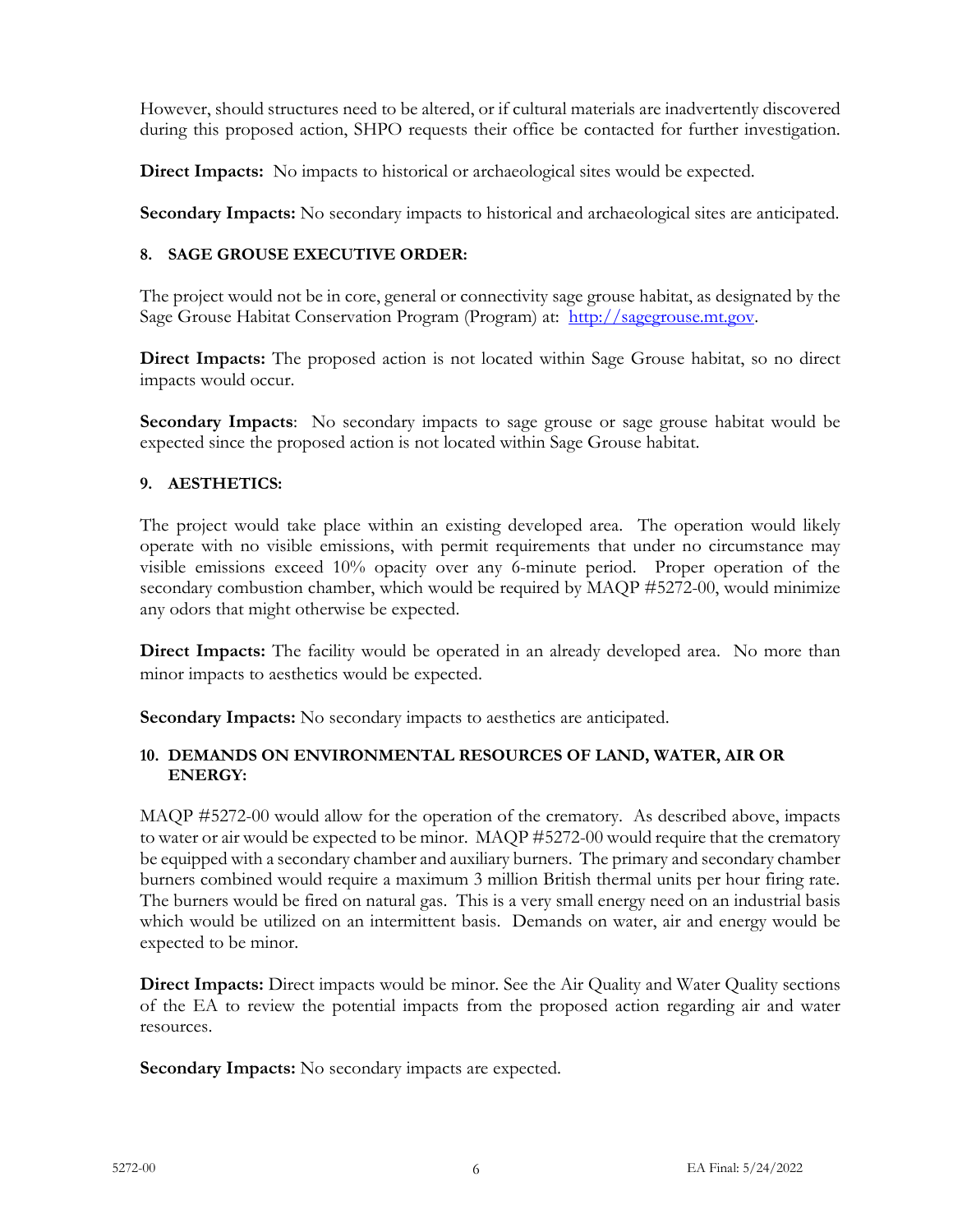However, should structures need to be altered, or if cultural materials are inadvertently discovered during this proposed action, SHPO requests their office be contacted for further investigation.

**Direct Impacts:** No impacts to historical or archaeological sites would be expected.

**Secondary Impacts:** No secondary impacts to historical and archaeological sites are anticipated.

#### 8. SAGE GROUSE EXECUTIVE ORDER:

The project would not be in core, general or connectivity sage grouse habitat, as designated by the Sage Grouse Habitat Conservation Program (Program) at: [http://sagegrouse.mt.gov](http://sagegrouse.mt.gov).

**Direct Impacts:** The proposed action is not located within Sage Grouse habitat, so no direct impacts would occur.

**Secondary Impacts**: No secondary impacts to sage grouse or sage grouse habitat would be expected since the proposed action is not located within Sage Grouse habitat.

#### 9. AESTHETICS:

The project would take place within an existing developed area. The operation would likely operate with no visible emissions, with permit requirements that under no circumstance may visible emissions exceed 10% opacity over any 6-minute period. Proper operation of the secondary combustion chamber, which would be required by MAQP #5272-00, would minimize any odors that might otherwise be expected.

**Direct Impacts:** The facility would be operated in an already developed area. No more than minor impacts to aesthetics would be expected.

**Secondary Impacts:** No secondary impacts to aesthetics are anticipated.

#### 10. DEMANDS ON ENVIRONMENTAL RESOURCES OF LAND, WATER, AIR OR ENERGY:

MAQP #5272-00 would allow for the operation of the crematory. As described above, impacts to water or air would be expected to be minor. MAQP #5272-00 would require that the crematory be equipped with a secondary chamber and auxiliary burners. The primary and secondary chamber burners combined would require a maximum 3 million British thermal units per hour firing rate. The burners would be fired on natural gas. This is a very small energy need on an industrial basis which would be utilized on an intermittent basis. Demands on water, air and energy would be expected to be minor.

**Direct Impacts:** Direct impacts would be minor. See the Air Quality and Water Quality sections of the EA to review the potential impacts from the proposed action regarding air and water resources.

**Secondary Impacts:** No secondary impacts are expected.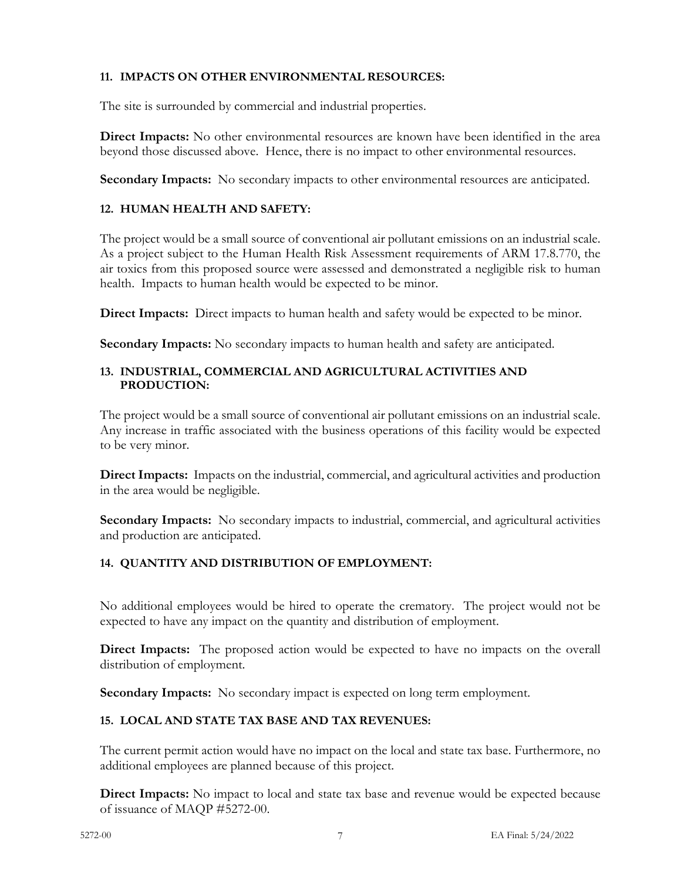### 11. IMPACTS ON OTHER ENVIRONMENTAL RESOURCES:

The site is surrounded by commercial and industrial properties.

**Direct Impacts:** No other environmental resources are known have been identified in the area beyond those discussed above. Hence, there is no impact to other environmental resources.

**Secondary Impacts:** No secondary impacts to other environmental resources are anticipated.

### 12. HUMAN HEALTH AND SAFETY:

The project would be a small source of conventional air pollutant emissions on an industrial scale. As a project subject to the Human Health Risk Assessment requirements of ARM 17.8.770, the air toxics from this proposed source were assessed and demonstrated a negligible risk to human health. Impacts to human health would be expected to be minor.

**Direct Impacts:** Direct impacts to human health and safety would be expected to be minor.

**Secondary Impacts:** No secondary impacts to human health and safety are anticipated.

### 13. INDUSTRIAL, COMMERCIAL AND AGRICULTURAL ACTIVITIES AND PRODUCTION:

The project would be a small source of conventional air pollutant emissions on an industrial scale. Any increase in traffic associated with the business operations of this facility would be expected to be very minor.

**Direct Impacts:** Impacts on the industrial, commercial, and agricultural activities and production in the area would be negligible.

**Secondary Impacts:** No secondary impacts to industrial, commercial, and agricultural activities and production are anticipated.

### 14. QUANTITY AND DISTRIBUTION OF EMPLOYMENT:

No additional employees would be hired to operate the crematory. The project would not be expected to have any impact on the quantity and distribution of employment.

**Direct Impacts:** The proposed action would be expected to have no impacts on the overall distribution of employment.

**Secondary Impacts:** No secondary impact is expected on long term employment.

### 15. LOCAL AND STATE TAX BASE AND TAX REVENUES:

The current permit action would have no impact on the local and state tax base. Furthermore, no additional employees are planned because of this project.

**Direct Impacts:** No impact to local and state tax base and revenue would be expected because of issuance of MAQP #5272-00.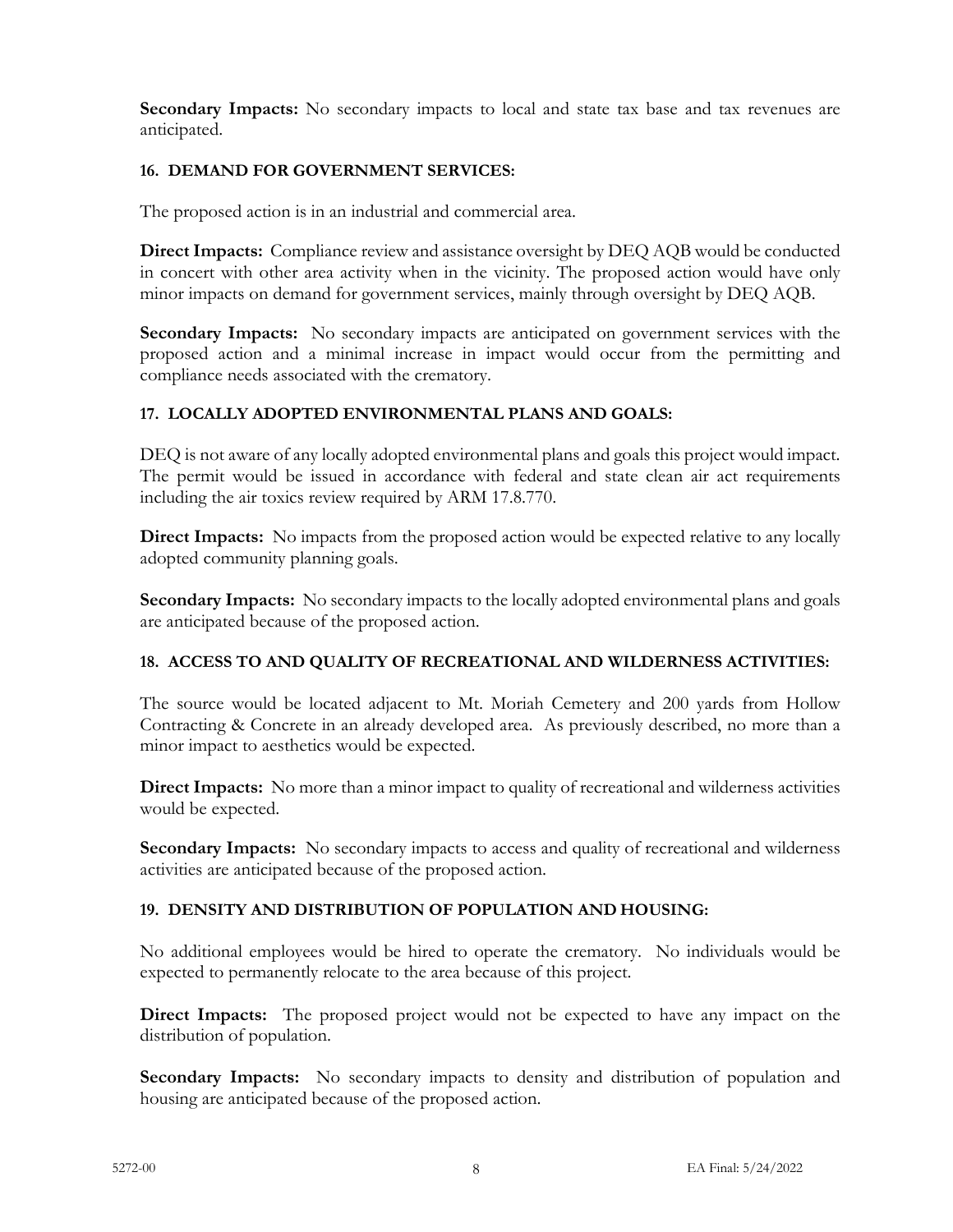**Secondary Impacts:** No secondary impacts to local and state tax base and tax revenues are anticipated.

### 16. DEMAND FOR GOVERNMENT SERVICES:

The proposed action is in an industrial and commercial area.

**Direct Impacts:** Compliance review and assistance oversight by DEQ AQB would be conducted in concert with other area activity when in the vicinity. The proposed action would have only minor impacts on demand for government services, mainly through oversight by DEQ AQB.

**Secondary Impacts:** No secondary impacts are anticipated on government services with the proposed action and a minimal increase in impact would occur from the permitting and compliance needs associated with the crematory.

### 17. LOCALLY ADOPTED ENVIRONMENTAL PLANS AND GOALS:

DEQ is not aware of any locally adopted environmental plans and goals this project would impact. The permit would be issued in accordance with federal and state clean air act requirements including the air toxics review required by ARM 17.8.770.

**Direct Impacts:** No impacts from the proposed action would be expected relative to any locally adopted community planning goals.

**Secondary Impacts:** No secondary impacts to the locally adopted environmental plans and goals are anticipated because of the proposed action.

### 18. ACCESS TO AND QUALITY OF RECREATIONAL AND WILDERNESS ACTIVITIES:

The source would be located adjacent to Mt. Moriah Cemetery and 200 yards from Hollow Contracting & Concrete in an already developed area. As previously described, no more than a minor impact to aesthetics would be expected.

**Direct Impacts:** No more than a minor impact to quality of recreational and wilderness activities would be expected.

**Secondary Impacts:** No secondary impacts to access and quality of recreational and wilderness activities are anticipated because of the proposed action.

### 19. DENSITY AND DISTRIBUTION OF POPULATION AND HOUSING:

No additional employees would be hired to operate the crematory. No individuals would be expected to permanently relocate to the area because of this project.

**Direct Impacts:** The proposed project would not be expected to have any impact on the distribution of population.

**Secondary Impacts:** No secondary impacts to density and distribution of population and housing are anticipated because of the proposed action.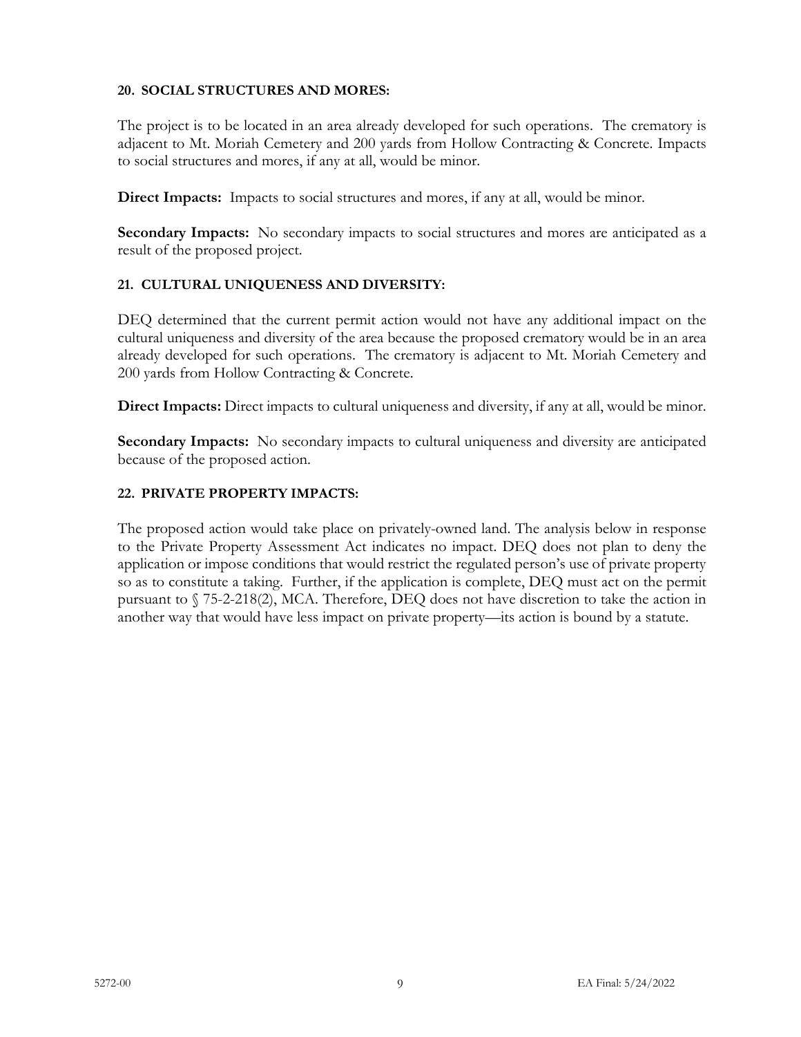#### 20. SOCIAL STRUCTURES AND MORES:

The project is to be located in an area already developed for such operations. The crematory is adjacent to Mt. Moriah Cemetery and 200 yards from Hollow Contracting & Concrete. Impacts to social structures and mores, if any at all, would be minor.

**Direct Impacts:** Impacts to social structures and mores, if any at all, would be minor.

**Secondary Impacts:** No secondary impacts to social structures and mores are anticipated as a result of the proposed project.

#### 21. CULTURAL UNIQUENESS AND DIVERSITY:

DEQ determined that the current permit action would not have any additional impact on the cultural uniqueness and diversity of the area because the proposed crematory would be in an area already developed for such operations. The crematory is adjacent to Mt. Moriah Cemetery and 200 yards from Hollow Contracting & Concrete.

**Direct Impacts:** Direct impacts to cultural uniqueness and diversity, if any at all, would be minor.

**Secondary Impacts:** No secondary impacts to cultural uniqueness and diversity are anticipated because of the proposed action.

#### 22. PRIVATE PROPERTY IMPACTS:

The proposed action would take place on privately-owned land. The analysis below in response to the Private Property Assessment Act indicates no impact. DEQ does not plan to deny the application or impose conditions that would restrict the regulated person's use of private property so as to constitute a taking. Further, if the application is complete, DEQ must act on the permit pursuant to § 75-2-218(2), MCA. Therefore, DEQ does not have discretion to take the action in another way that would have less impact on private property—its action is bound by a statute.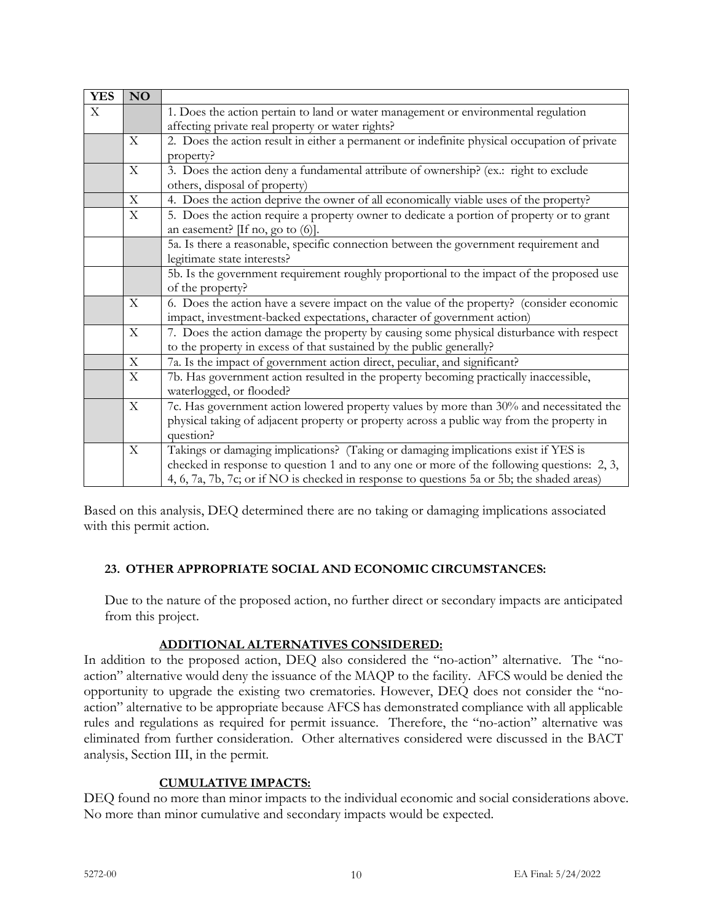| YES | NO | |
|---|---|---|
| X | | 1. Does the action pertain to land or water management or environmental regulation affecting private real property or water rights? |
| | X | 2. Does the action result in either a permanent or indefinite physical occupation of private property? |
| | X | 3. Does the action deny a fundamental attribute of ownership? (ex.: right to exclude others, disposal of property) |
| | X | 4. Does the action deprive the owner of all economically viable uses of the property? |
| | X | 5. Does the action require a property owner to dedicate a portion of property or to grant an easement? [If no, go to (6)]. |
| | | 5a. Is there a reasonable, specific connection between the government requirement and legitimate state interests? |
| | | 5b. Is the government requirement roughly proportional to the impact of the proposed use of the property? |
| | X | 6. Does the action have a severe impact on the value of the property? (consider economic impact, investment-backed expectations, character of government action) |
| | X | 7. Does the action damage the property by causing some physical disturbance with respect to the property in excess of that sustained by the public generally? |
| | X | 7a. Is the impact of government action direct, peculiar, and significant? |
| | X | 7b. Has government action resulted in the property becoming practically inaccessible, waterlogged, or flooded? |
| | X | 7c. Has government action lowered property values by more than 30% and necessitated the physical taking of adjacent property or property across a public way from the property in question? |
| | X | Takings or damaging implications? (Taking or damaging implications exist if YES is checked in response to question 1 and to any one or more of the following questions: 2, 3, 4, 6, 7a, 7b, 7c; or if NO is checked in response to questions 5a or 5b; the shaded areas) |

Based on this analysis, DEQ determined there are no taking or damaging implications associated with this permit action.

**23. OTHER APPROPRIATE SOCIAL AND ECONOMIC CIRCUMSTANCES:**

Due to the nature of the proposed action, no further direct or secondary impacts are anticipated from this project.

**ADDITIONAL ALTERNATIVES CONSIDERED:**

In addition to the proposed action, DEQ also considered the "no-action" alternative. The "no-action" alternative would deny the issuance of the MAQP to the facility. AFCS would be denied the opportunity to upgrade the existing two crematories. However, DEQ does not consider the "no-action" alternative to be appropriate because AFCS has demonstrated compliance with all applicable rules and regulations as required for permit issuance. Therefore, the "no-action" alternative was eliminated from further consideration. Other alternatives considered were discussed in the BACT analysis, Section III, in the permit.

**CUMULATIVE IMPACTS:**

DEQ found no more than minor impacts to the individual economic and social considerations above. No more than minor cumulative and secondary impacts would be expected.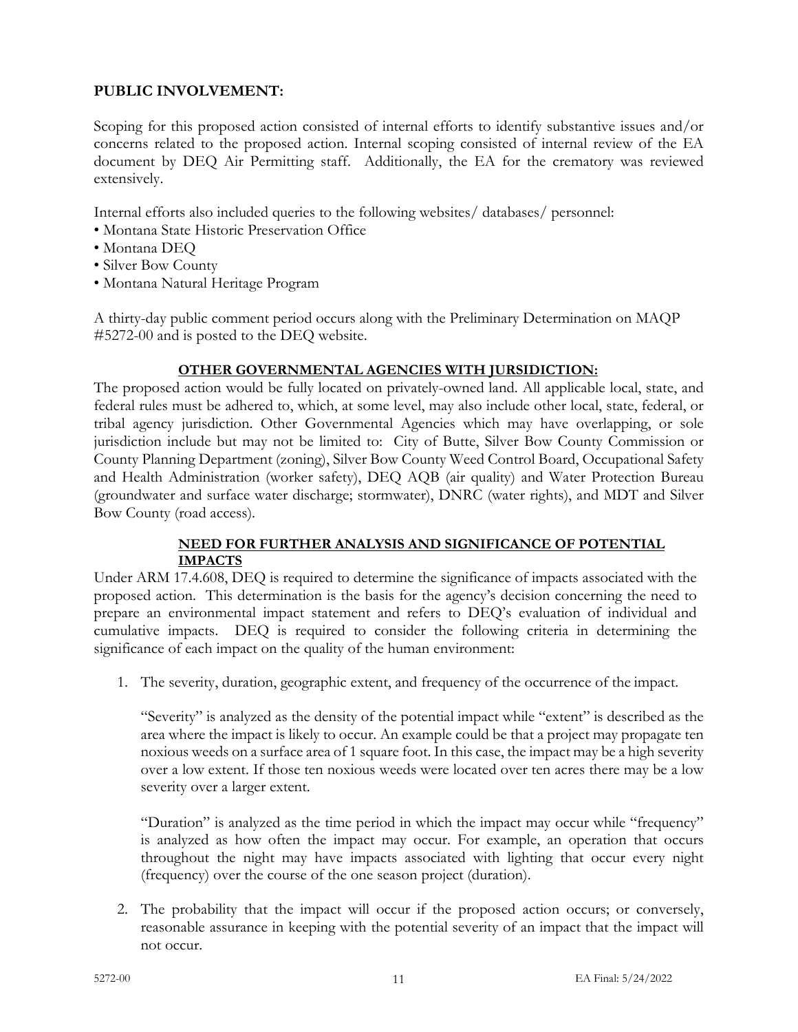## PUBLIC INVOLVEMENT:

Scoping for this proposed action consisted of internal efforts to identify substantive issues and/or concerns related to the proposed action. Internal scoping consisted of internal review of the EA document by DEQ Air Permitting staff. Additionally, the EA for the crematory was reviewed extensively.

Internal efforts also included queries to the following websites/ databases/ personnel:

- Montana State Historic Preservation Office
- Montana DEQ
- Silver Bow County
- Montana Natural Heritage Program

A thirty-day public comment period occurs along with the Preliminary Determination on MAQP #5272-00 and is posted to the DEQ website.

## OTHER GOVERNMENTAL AGENCIES WITH JURSIDICTION:

The proposed action would be fully located on privately-owned land. All applicable local, state, and federal rules must be adhered to, which, at some level, may also include other local, state, federal, or tribal agency jurisdiction. Other Governmental Agencies which may have overlapping, or sole jurisdiction include but may not be limited to: City of Butte, Silver Bow County Commission or County Planning Department (zoning), Silver Bow County Weed Control Board, Occupational Safety and Health Administration (worker safety), DEQ AQB (air quality) and Water Protection Bureau (groundwater and surface water discharge; stormwater), DNRC (water rights), and MDT and Silver Bow County (road access).

## NEED FOR FURTHER ANALYSIS AND SIGNIFICANCE OF POTENTIAL IMPACTS

Under ARM 17.4.608, DEQ is required to determine the significance of impacts associated with the proposed action. This determination is the basis for the agency's decision concerning the need to prepare an environmental impact statement and refers to DEQ's evaluation of individual and cumulative impacts. DEQ is required to consider the following criteria in determining the significance of each impact on the quality of the human environment:

1. The severity, duration, geographic extent, and frequency of the occurrence of the impact.

   "Severity" is analyzed as the density of the potential impact while "extent" is described as the area where the impact is likely to occur. An example could be that a project may propagate ten noxious weeds on a surface area of 1 square foot. In this case, the impact may be a high severity over a low extent. If those ten noxious weeds were located over ten acres there may be a low severity over a larger extent.

   "Duration" is analyzed as the time period in which the impact may occur while "frequency" is analyzed as how often the impact may occur. For example, an operation that occurs throughout the night may have impacts associated with lighting that occur every night (frequency) over the course of the one season project (duration).

2. The probability that the impact will occur if the proposed action occurs; or conversely, reasonable assurance in keeping with the potential severity of an impact that the impact will not occur.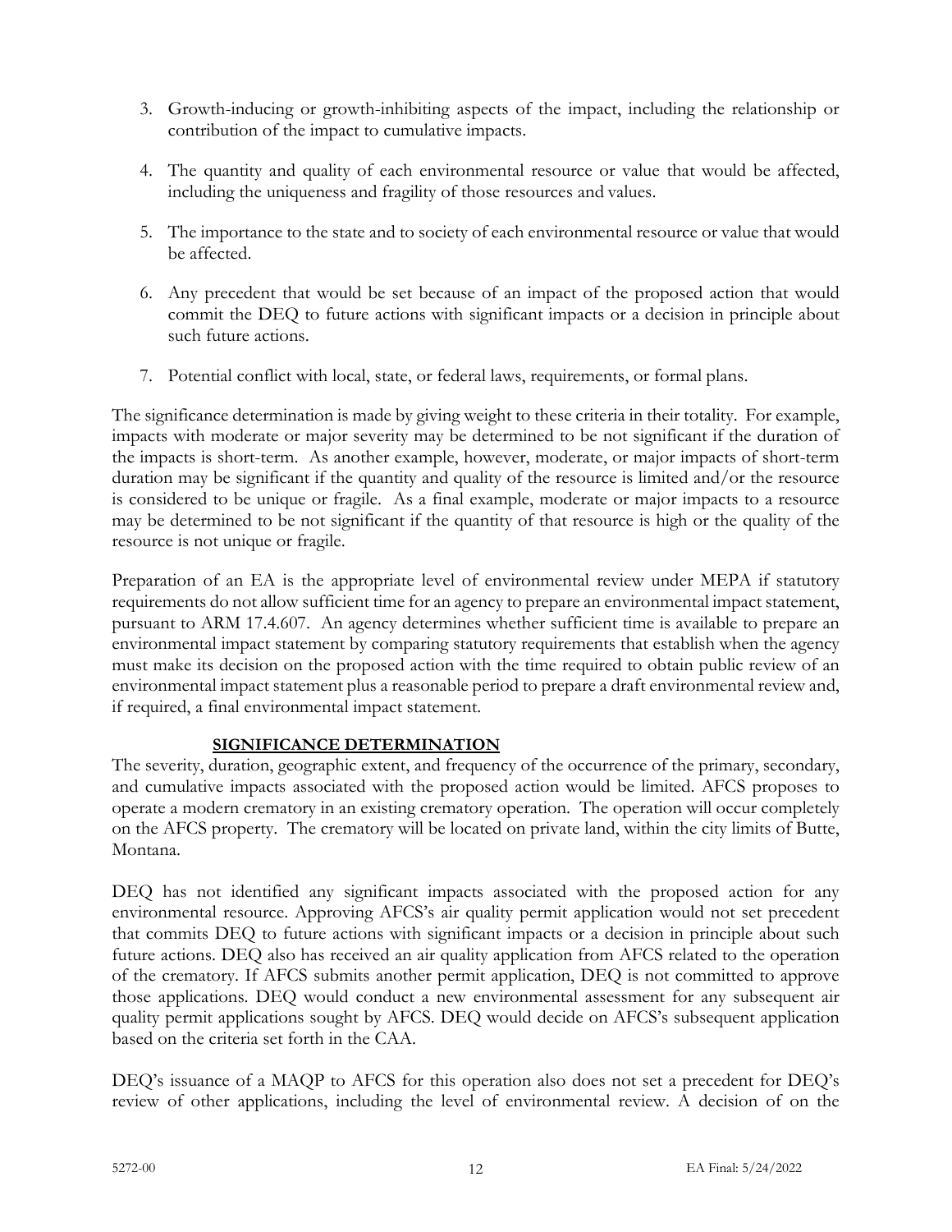3. Growth-inducing or growth-inhibiting aspects of the impact, including the relationship or contribution of the impact to cumulative impacts.

4. The quantity and quality of each environmental resource or value that would be affected, including the uniqueness and fragility of those resources and values.

5. The importance to the state and to society of each environmental resource or value that would be affected.

6. Any precedent that would be set because of an impact of the proposed action that would commit the DEQ to future actions with significant impacts or a decision in principle about such future actions.

7. Potential conflict with local, state, or federal laws, requirements, or formal plans.

The significance determination is made by giving weight to these criteria in their totality. For example, impacts with moderate or major severity may be determined to be not significant if the duration of the impacts is short-term. As another example, however, moderate, or major impacts of short-term duration may be significant if the quantity and quality of the resource is limited and/or the resource is considered to be unique or fragile. As a final example, moderate or major impacts to a resource may be determined to be not significant if the quantity of that resource is high or the quality of the resource is not unique or fragile.

Preparation of an EA is the appropriate level of environmental review under MEPA if statutory requirements do not allow sufficient time for an agency to prepare an environmental impact statement, pursuant to ARM 17.4.607. An agency determines whether sufficient time is available to prepare an environmental impact statement by comparing statutory requirements that establish when the agency must make its decision on the proposed action with the time required to obtain public review of an environmental impact statement plus a reasonable period to prepare a draft environmental review and, if required, a final environmental impact statement.

## SIGNIFICANCE DETERMINATION

The severity, duration, geographic extent, and frequency of the occurrence of the primary, secondary, and cumulative impacts associated with the proposed action would be limited. AFCS proposes to operate a modern crematory in an existing crematory operation. The operation will occur completely on the AFCS property. The crematory will be located on private land, within the city limits of Butte, Montana.

DEQ has not identified any significant impacts associated with the proposed action for any environmental resource. Approving AFCS's air quality permit application would not set precedent that commits DEQ to future actions with significant impacts or a decision in principle about such future actions. DEQ also has received an air quality application from AFCS related to the operation of the crematory. If AFCS submits another permit application, DEQ is not committed to approve those applications. DEQ would conduct a new environmental assessment for any subsequent air quality permit applications sought by AFCS. DEQ would decide on AFCS's subsequent application based on the criteria set forth in the CAA.

DEQ's issuance of a MAQP to AFCS for this operation also does not set a precedent for DEQ's review of other applications, including the level of environmental review. A decision of on the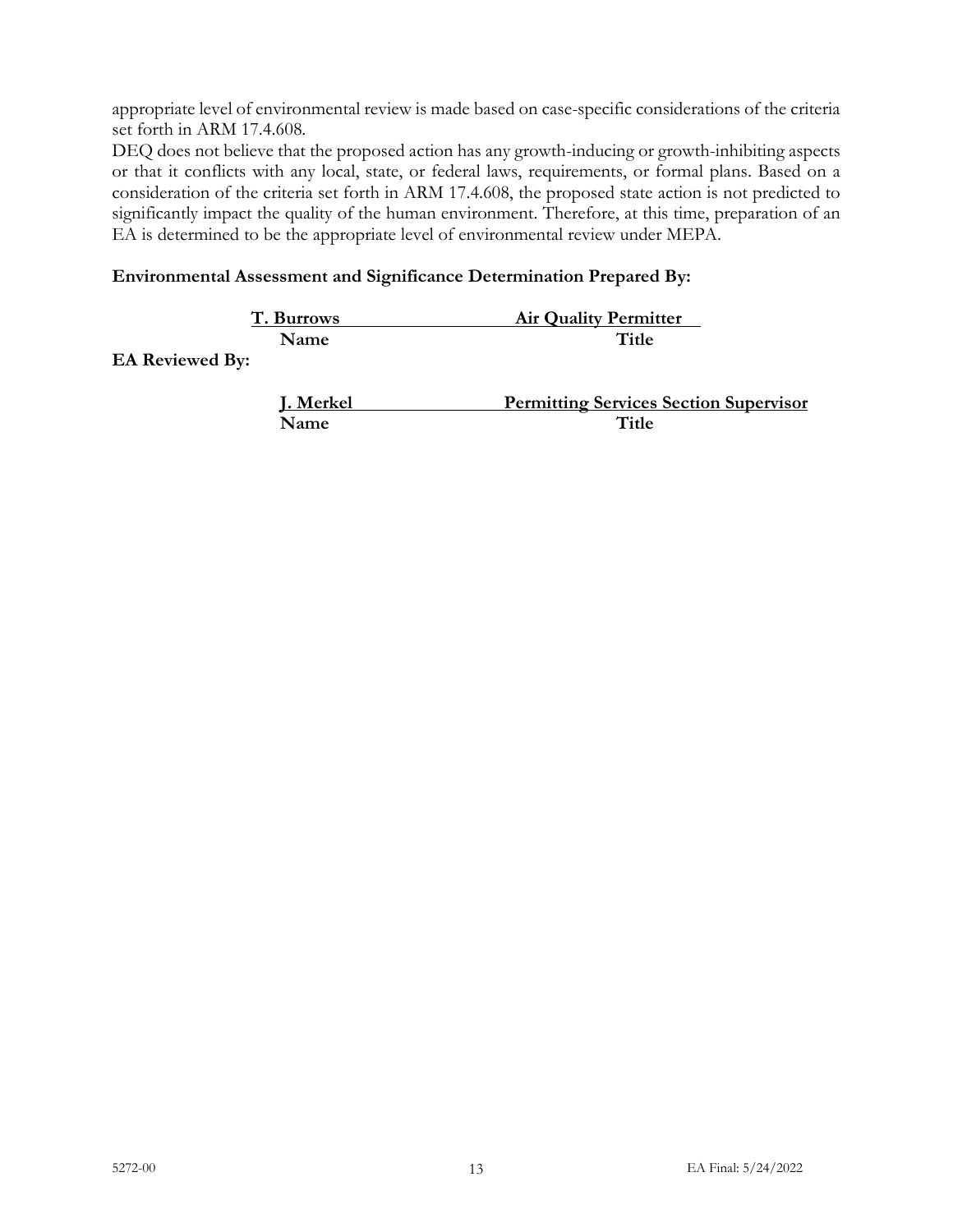appropriate level of environmental review is made based on case-specific considerations of the criteria set forth in ARM 17.4.608.

DEQ does not believe that the proposed action has any growth-inducing or growth-inhibiting aspects or that it conflicts with any local, state, or federal laws, requirements, or formal plans. Based on a consideration of the criteria set forth in ARM 17.4.608, the proposed state action is not predicted to significantly impact the quality of the human environment. Therefore, at this time, preparation of an EA is determined to be the appropriate level of environmental review under MEPA.

**Environmental Assessment and Significance Determination Prepared By:**

| Name | Title |
|---|---|
| **T. Burrows** | **Air Quality Permitter** |

**EA Reviewed By:**

| Name | Title |
|---|---|
| **J. Merkel** | **Permitting Services Section Supervisor** |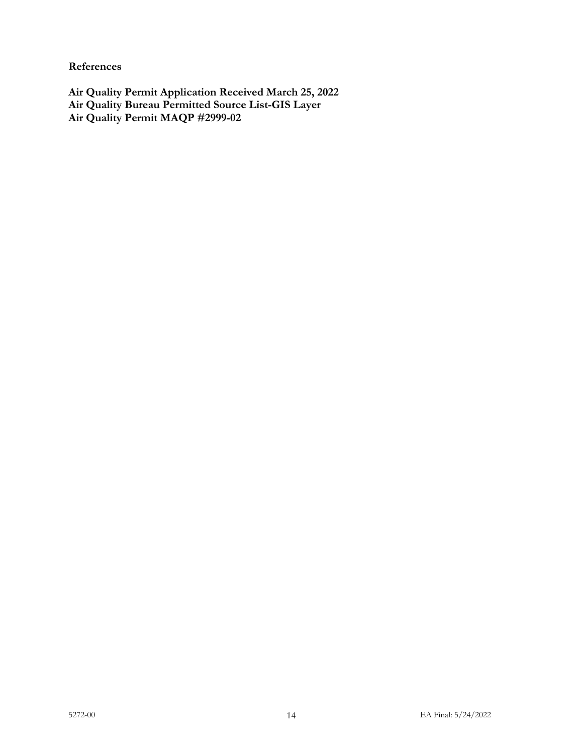**References**

**Air Quality Permit Application Received March 25, 2022**
**Air Quality Bureau Permitted Source List-GIS Layer**
**Air Quality Permit MAQP #2999-02**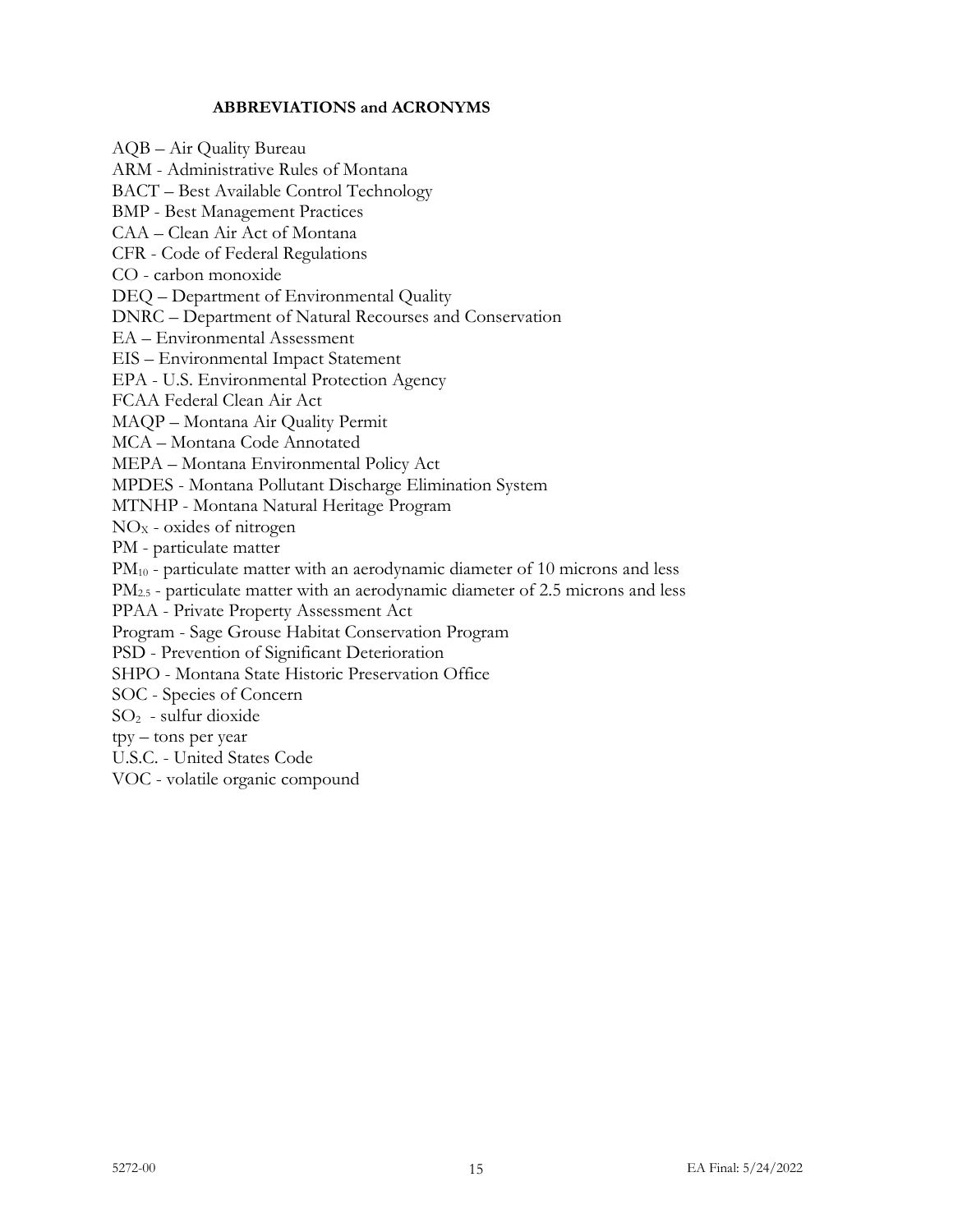## ABBREVIATIONS and ACRONYMS

AQB – Air Quality Bureau
ARM - Administrative Rules of Montana
BACT – Best Available Control Technology
BMP - Best Management Practices
CAA – Clean Air Act of Montana
CFR - Code of Federal Regulations
CO - carbon monoxide
DEQ – Department of Environmental Quality
DNRC – Department of Natural Recourses and Conservation
EA – Environmental Assessment
EIS – Environmental Impact Statement
EPA - U.S. Environmental Protection Agency
FCAA Federal Clean Air Act
MAQP – Montana Air Quality Permit
MCA – Montana Code Annotated
MEPA – Montana Environmental Policy Act
MPDES - Montana Pollutant Discharge Elimination System
MTNHP - Montana Natural Heritage Program
$NO_X$ - oxides of nitrogen
PM - particulate matter
$PM_{10}$ - particulate matter with an aerodynamic diameter of 10 microns and less
$PM_{2.5}$ - particulate matter with an aerodynamic diameter of 2.5 microns and less
PPAA - Private Property Assessment Act
Program - Sage Grouse Habitat Conservation Program
PSD - Prevention of Significant Deterioration
SHPO - Montana State Historic Preservation Office
SOC - Species of Concern
$SO_2$ - sulfur dioxide
tpy – tons per year
U.S.C. - United States Code
VOC - volatile organic compound